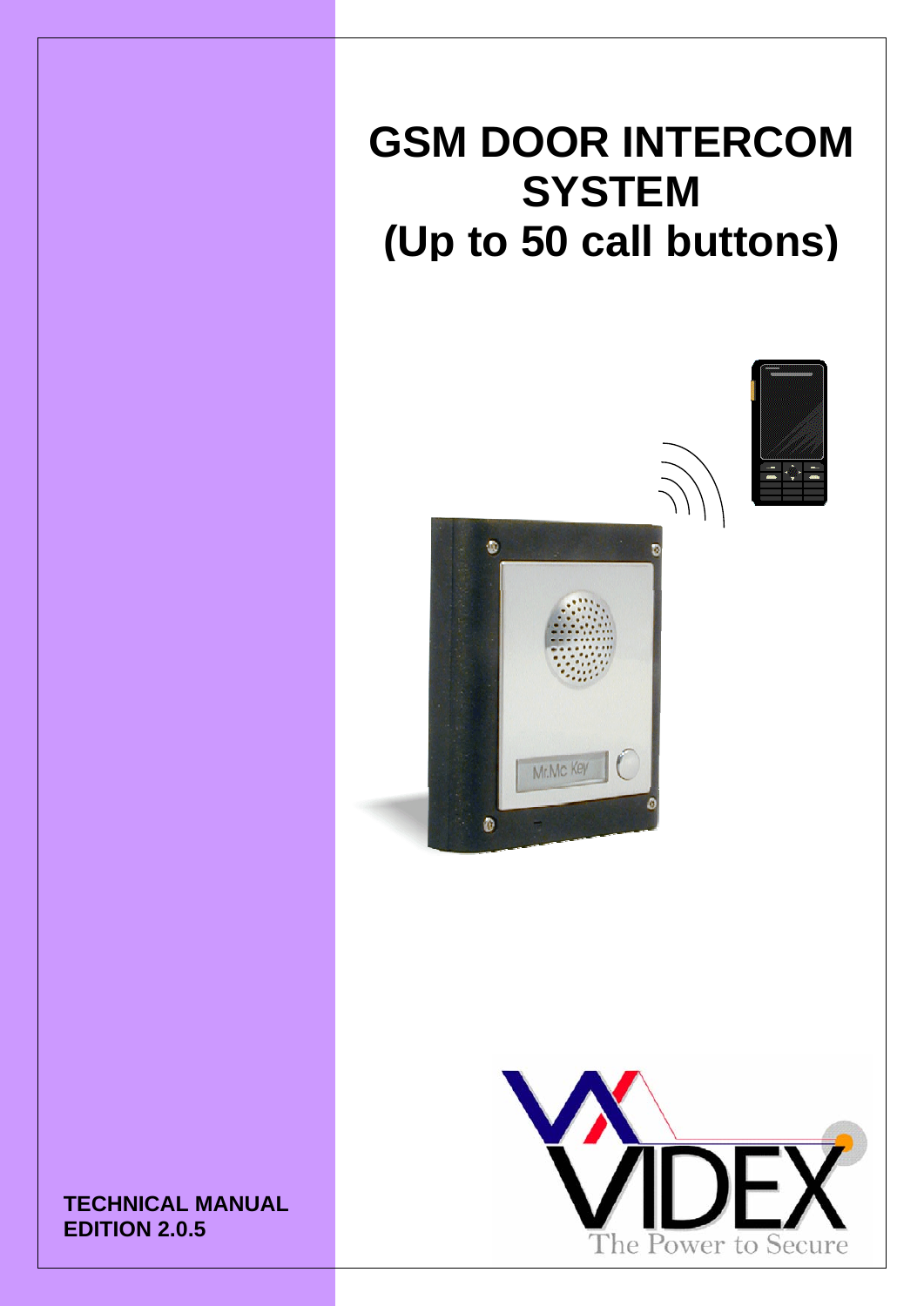# GSM DOOR INTERCOM SYSTEM (Up to 50 call buttons)

**TECHNICAL MANUAL**
**EDITION 2.0.5**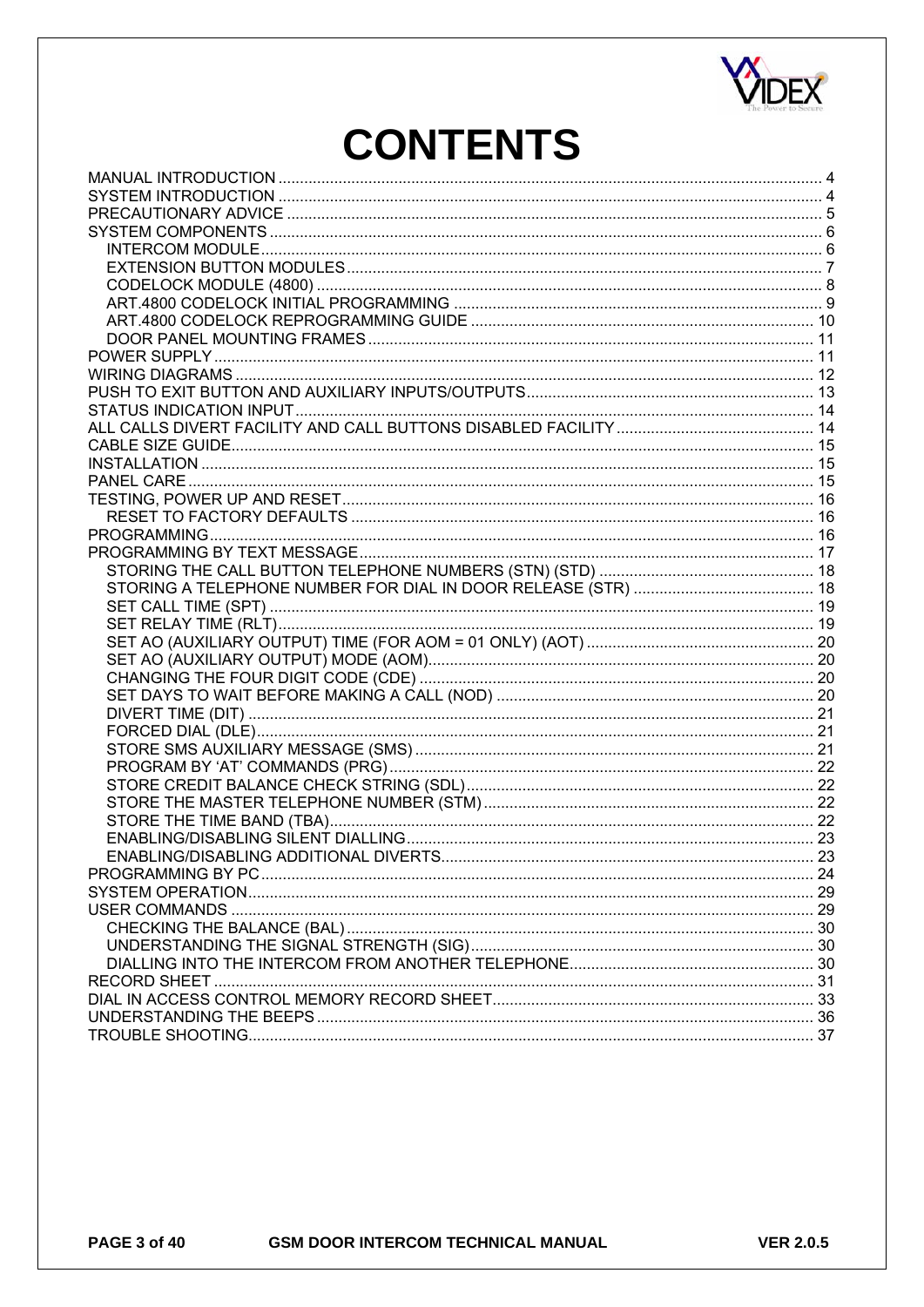# CONTENTS

- MANUAL INTRODUCTION ..... 4
- SYSTEM INTRODUCTION ..... 4
- PRECAUTIONARY ADVICE ..... 5
- SYSTEM COMPONENTS ..... 6
  - INTERCOM MODULE ..... 6
  - EXTENSION BUTTON MODULES ..... 7
  - CODELOCK MODULE (4800) ..... 8
  - ART.4800 CODELOCK INITIAL PROGRAMMING ..... 9
  - ART.4800 CODELOCK REPROGRAMMING GUIDE ..... 10
  - DOOR PANEL MOUNTING FRAMES ..... 11
- POWER SUPPLY ..... 11
- WIRING DIAGRAMS ..... 12
- PUSH TO EXIT BUTTON AND AUXILIARY INPUTS/OUTPUTS ..... 13
- STATUS INDICATION INPUT ..... 14
- ALL CALLS DIVERT FACILITY AND CALL BUTTONS DISABLED FACILITY ..... 14
- CABLE SIZE GUIDE ..... 15
- INSTALLATION ..... 15
- PANEL CARE ..... 15
- TESTING, POWER UP AND RESET ..... 16
  - RESET TO FACTORY DEFAULTS ..... 16
- PROGRAMMING ..... 16
- PROGRAMMING BY TEXT MESSAGE ..... 17
  - STORING THE CALL BUTTON TELEPHONE NUMBERS (STN) (STD) ..... 18
  - STORING A TELEPHONE NUMBER FOR DIAL IN DOOR RELEASE (STR) ..... 18
  - SET CALL TIME (SPT) ..... 19
  - SET RELAY TIME (RLT) ..... 19
  - SET AO (AUXILIARY OUTPUT) TIME (FOR AOM = 01 ONLY) (AOT) ..... 20
  - SET AO (AUXILIARY OUTPUT) MODE (AOM) ..... 20
  - CHANGING THE FOUR DIGIT CODE (CDE) ..... 20
  - SET DAYS TO WAIT BEFORE MAKING A CALL (NOD) ..... 20
  - DIVERT TIME (DIT) ..... 21
  - FORCED DIAL (DLE) ..... 21
  - STORE SMS AUXILIARY MESSAGE (SMS) ..... 21
  - PROGRAM BY 'AT' COMMANDS (PRG) ..... 22
  - STORE CREDIT BALANCE CHECK STRING (SDL) ..... 22
  - STORE THE MASTER TELEPHONE NUMBER (STM) ..... 22
  - STORE THE TIME BAND (TBA) ..... 22
  - ENABLING/DISABLING SILENT DIALLING ..... 23
  - ENABLING/DISABLING ADDITIONAL DIVERTS ..... 23
- PROGRAMMING BY PC ..... 24
- SYSTEM OPERATION ..... 29
- USER COMMANDS ..... 29
  - CHECKING THE BALANCE (BAL) ..... 30
  - UNDERSTANDING THE SIGNAL STRENGTH (SIG) ..... 30
  - DIALLING INTO THE INTERCOM FROM ANOTHER TELEPHONE ..... 30
- RECORD SHEET ..... 31
- DIAL IN ACCESS CONTROL MEMORY RECORD SHEET ..... 33
- UNDERSTANDING THE BEEPS ..... 36
- TROUBLE SHOOTING ..... 37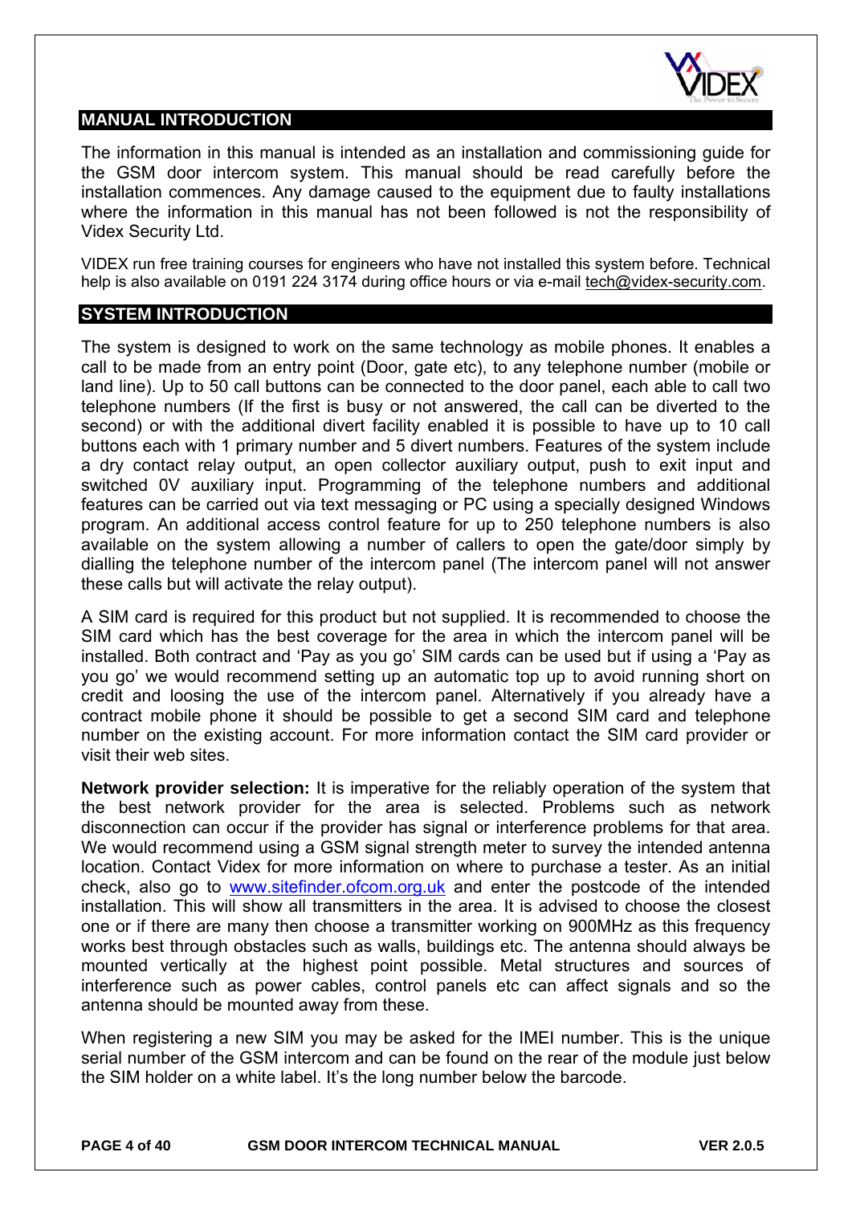## MANUAL INTRODUCTION

The information in this manual is intended as an installation and commissioning guide for the GSM door intercom system. This manual should be read carefully before the installation commences. Any damage caused to the equipment due to faulty installations where the information in this manual has not been followed is not the responsibility of Videx Security Ltd.

VIDEX run free training courses for engineers who have not installed this system before. Technical help is also available on 0191 224 3174 during office hours or via e-mail tech@videx-security.com.

## SYSTEM INTRODUCTION

The system is designed to work on the same technology as mobile phones. It enables a call to be made from an entry point (Door, gate etc), to any telephone number (mobile or land line). Up to 50 call buttons can be connected to the door panel, each able to call two telephone numbers (If the first is busy or not answered, the call can be diverted to the second) or with the additional divert facility enabled it is possible to have up to 10 call buttons each with 1 primary number and 5 divert numbers. Features of the system include a dry contact relay output, an open collector auxiliary output, push to exit input and switched 0V auxiliary input. Programming of the telephone numbers and additional features can be carried out via text messaging or PC using a specially designed Windows program. An additional access control feature for up to 250 telephone numbers is also available on the system allowing a number of callers to open the gate/door simply by dialling the telephone number of the intercom panel (The intercom panel will not answer these calls but will activate the relay output).

A SIM card is required for this product but not supplied. It is recommended to choose the SIM card which has the best coverage for the area in which the intercom panel will be installed. Both contract and 'Pay as you go' SIM cards can be used but if using a 'Pay as you go' we would recommend setting up an automatic top up to avoid running short on credit and loosing the use of the intercom panel. Alternatively if you already have a contract mobile phone it should be possible to get a second SIM card and telephone number on the existing account. For more information contact the SIM card provider or visit their web sites.

**Network provider selection:** It is imperative for the reliably operation of the system that the best network provider for the area is selected. Problems such as network disconnection can occur if the provider has signal or interference problems for that area. We would recommend using a GSM signal strength meter to survey the intended antenna location. Contact Videx for more information on where to purchase a tester. As an initial check, also go to www.sitefinder.ofcom.org.uk and enter the postcode of the intended installation. This will show all transmitters in the area. It is advised to choose the closest one or if there are many then choose a transmitter working on 900MHz as this frequency works best through obstacles such as walls, buildings etc. The antenna should always be mounted vertically at the highest point possible. Metal structures and sources of interference such as power cables, control panels etc can affect signals and so the antenna should be mounted away from these.

When registering a new SIM you may be asked for the IMEI number. This is the unique serial number of the GSM intercom and can be found on the rear of the module just below the SIM holder on a white label. It's the long number below the barcode.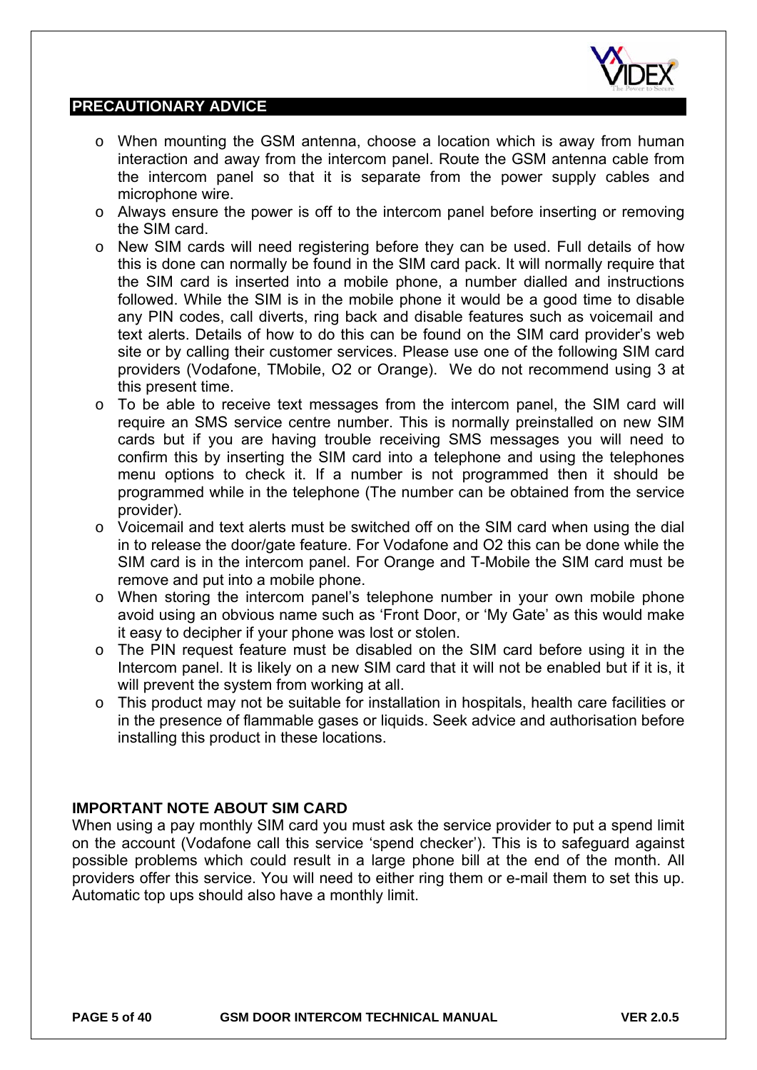## PRECAUTIONARY ADVICE

- When mounting the GSM antenna, choose a location which is away from human interaction and away from the intercom panel. Route the GSM antenna cable from the intercom panel so that it is separate from the power supply cables and microphone wire.
- Always ensure the power is off to the intercom panel before inserting or removing the SIM card.
- New SIM cards will need registering before they can be used. Full details of how this is done can normally be found in the SIM card pack. It will normally require that the SIM card is inserted into a mobile phone, a number dialled and instructions followed. While the SIM is in the mobile phone it would be a good time to disable any PIN codes, call diverts, ring back and disable features such as voicemail and text alerts. Details of how to do this can be found on the SIM card provider's web site or by calling their customer services. Please use one of the following SIM card providers (Vodafone, TMobile, O2 or Orange). We do not recommend using 3 at this present time.
- To be able to receive text messages from the intercom panel, the SIM card will require an SMS service centre number. This is normally preinstalled on new SIM cards but if you are having trouble receiving SMS messages you will need to confirm this by inserting the SIM card into a telephone and using the telephones menu options to check it. If a number is not programmed then it should be programmed while in the telephone (The number can be obtained from the service provider).
- Voicemail and text alerts must be switched off on the SIM card when using the dial in to release the door/gate feature. For Vodafone and O2 this can be done while the SIM card is in the intercom panel. For Orange and T-Mobile the SIM card must be remove and put into a mobile phone.
- When storing the intercom panel's telephone number in your own mobile phone avoid using an obvious name such as 'Front Door, or 'My Gate' as this would make it easy to decipher if your phone was lost or stolen.
- The PIN request feature must be disabled on the SIM card before using it in the Intercom panel. It is likely on a new SIM card that it will not be enabled but if it is, it will prevent the system from working at all.
- This product may not be suitable for installation in hospitals, health care facilities or in the presence of flammable gases or liquids. Seek advice and authorisation before installing this product in these locations.

### IMPORTANT NOTE ABOUT SIM CARD

When using a pay monthly SIM card you must ask the service provider to put a spend limit on the account (Vodafone call this service 'spend checker'). This is to safeguard against possible problems which could result in a large phone bill at the end of the month. All providers offer this service. You will need to either ring them or e-mail them to set this up. Automatic top ups should also have a monthly limit.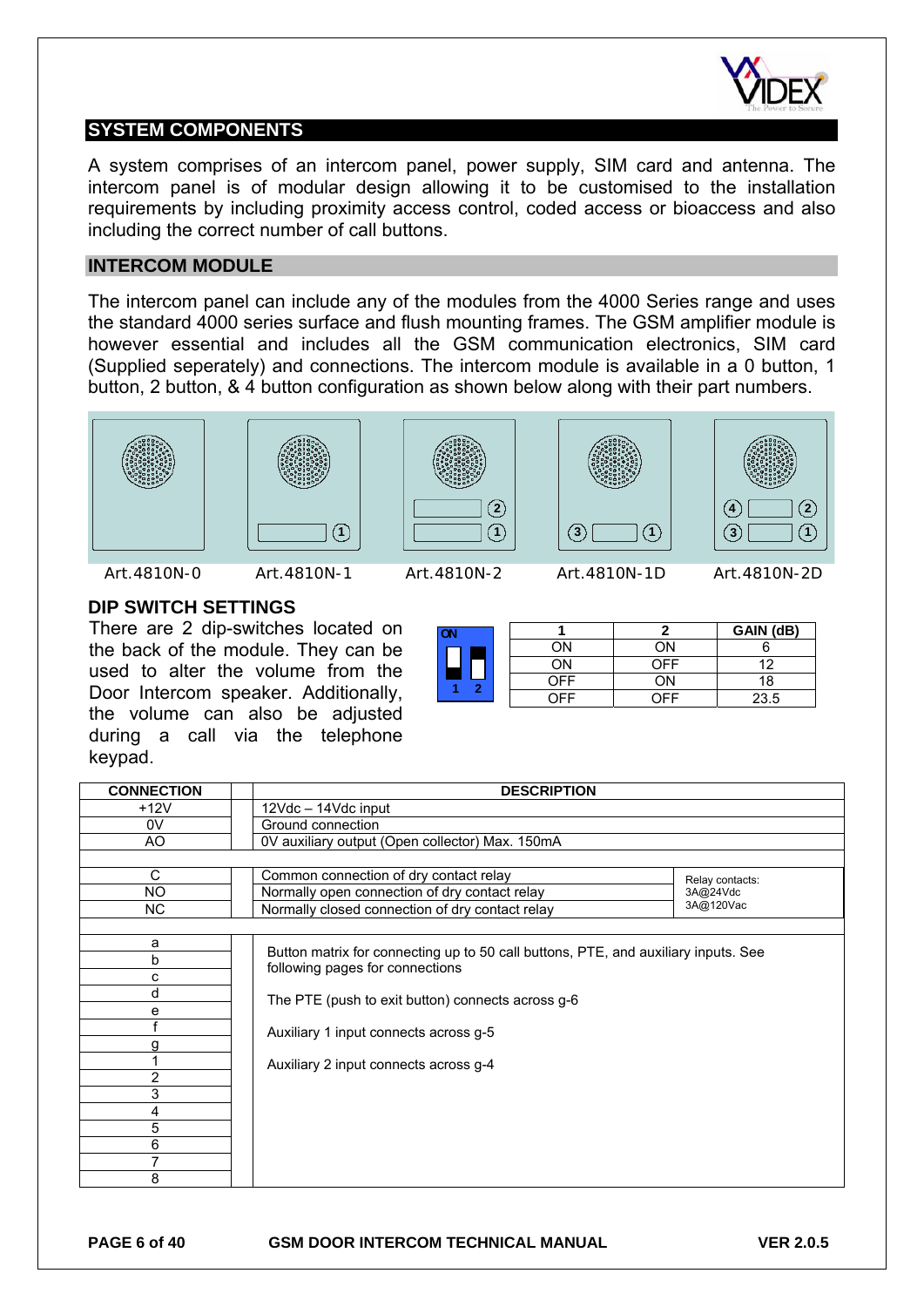## SYSTEM COMPONENTS

A system comprises of an intercom panel, power supply, SIM card and antenna. The intercom panel is of modular design allowing it to be customised to the installation requirements by including proximity access control, coded access or bioaccess and also including the correct number of call buttons.

## INTERCOM MODULE

The intercom panel can include any of the modules from the 4000 Series range and uses the standard 4000 series surface and flush mounting frames. The GSM amplifier module is however essential and includes all the GSM communication electronics, SIM card (Supplied seperately) and connections. The intercom module is available in a 0 button, 1 button, 2 button, & 4 button configuration as shown below along with their part numbers.

Art.4810N-0 Art.4810N-1 Art.4810N-2 Art.4810N-1D Art.4810N-2D

### DIP SWITCH SETTINGS

There are 2 dip-switches located on the back of the module. They can be used to alter the volume from the Door Intercom speaker. Additionally, the volume can also be adjusted during a call via the telephone keypad.

| 1 | 2 | GAIN (dB) |
|---|---|---|
| ON | ON | 6 |
| ON | OFF | 12 |
| OFF | ON | 18 |
| OFF | OFF | 23.5 |

| CONNECTION | DESCRIPTION | |
|---|---|---|
| +12V | 12Vdc – 14Vdc input | |
| 0V | Ground connection | |
| AO | 0V auxiliary output (Open collector) Max. 150mA | |
| | | |
| C | Common connection of dry contact relay | Relay contacts: 3A@24Vdc 3A@120Vac |
| NO | Normally open connection of dry contact relay | |
| NC | Normally closed connection of dry contact relay | |
| | | |
| a | Button matrix for connecting up to 50 call buttons, PTE, and auxiliary inputs. See following pages for connections<br><br>The PTE (push to exit button) connects across g-6<br><br>Auxiliary 1 input connects across g-5<br><br>Auxiliary 2 input connects across g-4 | |
| b | | |
| c | | |
| d | | |
| e | | |
| f | | |
| g | | |
| 1 | | |
| 2 | | |
| 3 | | |
| 4 | | |
| 5 | | |
| 6 | | |
| 7 | | |
| 8 | | |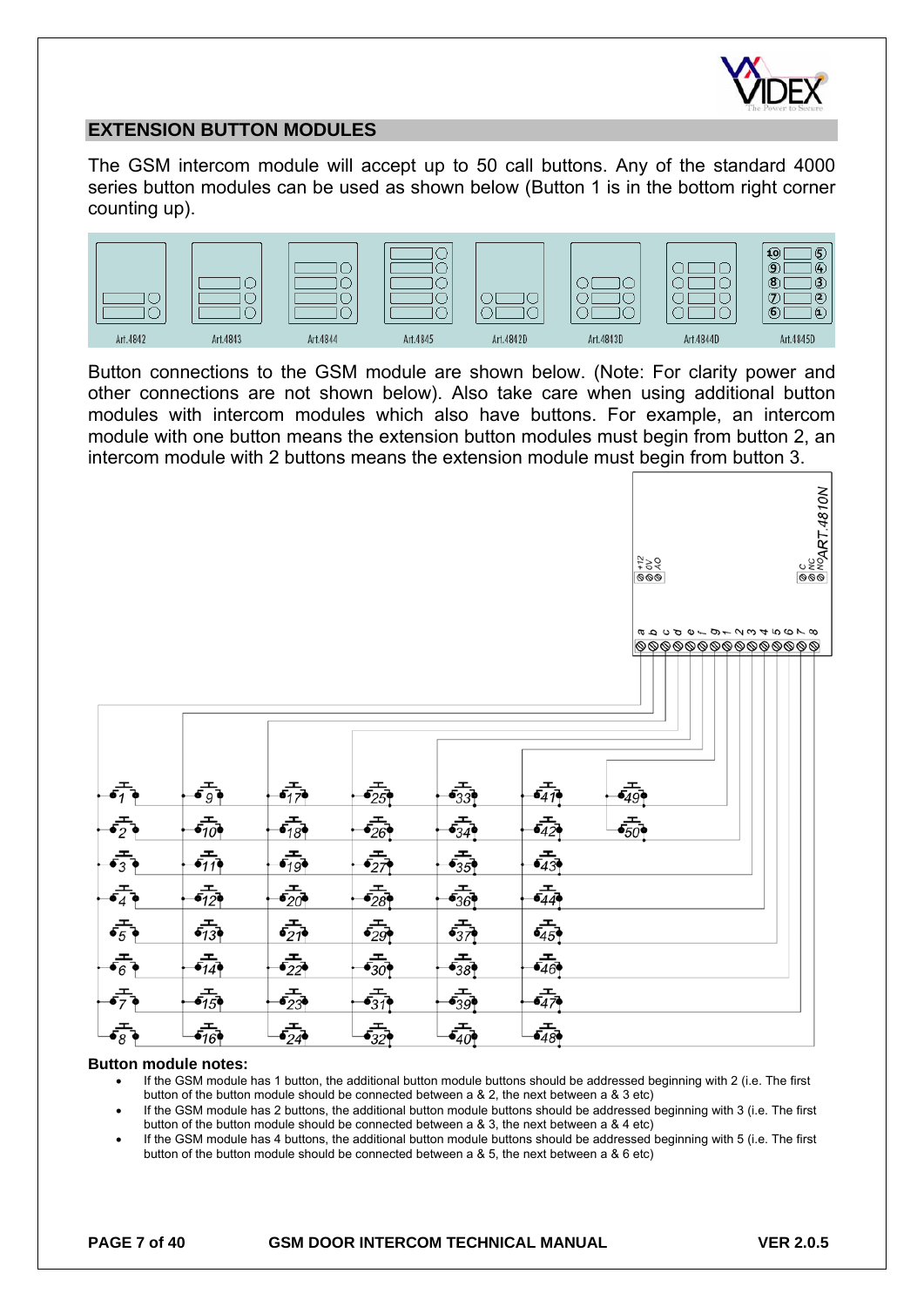## EXTENSION BUTTON MODULES

The GSM intercom module will accept up to 50 call buttons. Any of the standard 4000 series button modules can be used as shown below (Button 1 is in the bottom right corner counting up).

Art.4842 Art.4843 Art.4844 Art.4845 Art.4842D Art.4843D Art.4844D Art.4845D

Button connections to the GSM module are shown below. (Note: For clarity power and other connections are not shown below). Also take care when using additional button modules with intercom modules which also have buttons. For example, an intercom module with one button means the extension button modules must begin from button 2, an intercom module with 2 buttons means the extension module must begin from button 3.

**Button module notes:**

- If the GSM module has 1 button, the additional button module buttons should be addressed beginning with 2 (i.e. The first button of the button module should be connected between a & 2, the next between a & 3 etc)
- If the GSM module has 2 buttons, the additional button module buttons should be addressed beginning with 3 (i.e. The first button of the button module should be connected between a & 3, the next between a & 4 etc)
- If the GSM module has 4 buttons, the additional button module buttons should be addressed beginning with 5 (i.e. The first button of the button module should be connected between a & 5, the next between a & 6 etc)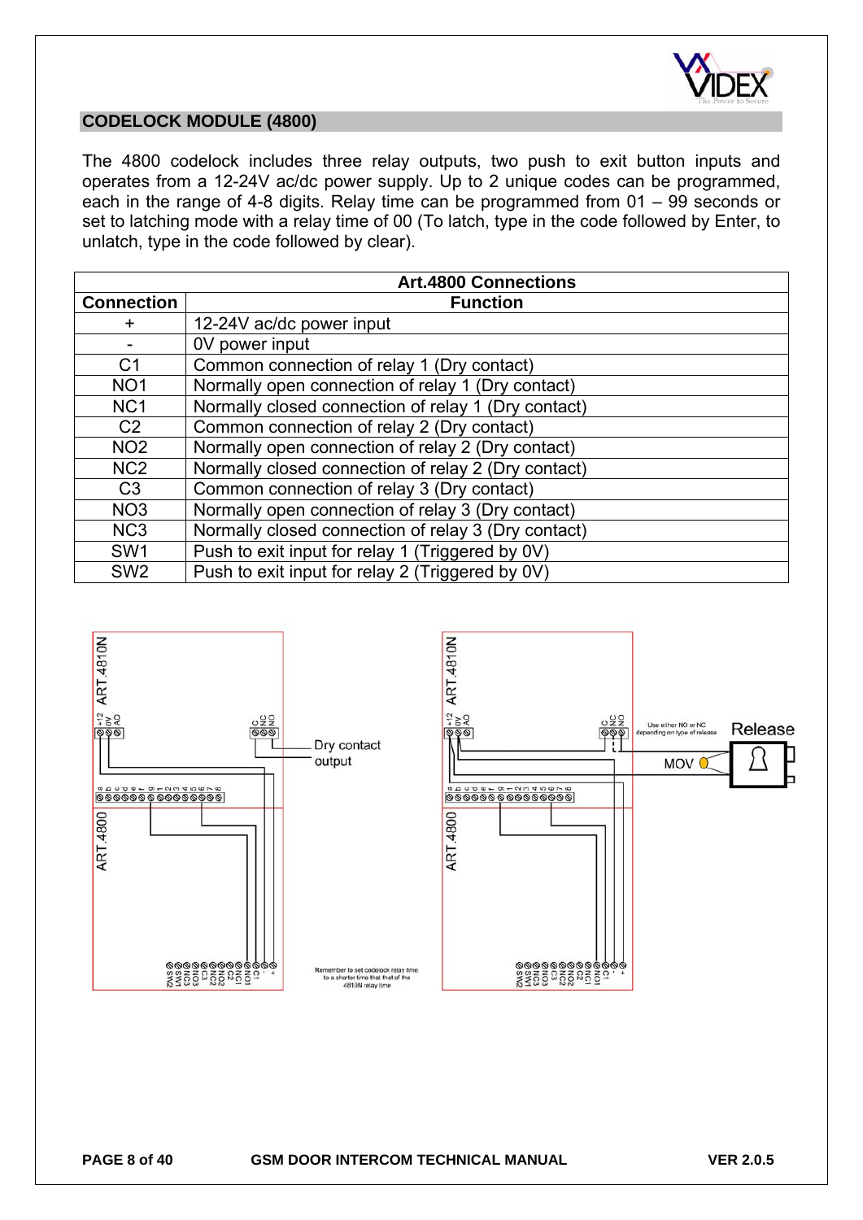## CODELOCK MODULE (4800)

The 4800 codelock includes three relay outputs, two push to exit button inputs and operates from a 12-24V ac/dc power supply. Up to 2 unique codes can be programmed, each in the range of 4-8 digits. Relay time can be programmed from 01 – 99 seconds or set to latching mode with a relay time of 00 (To latch, type in the code followed by Enter, to unlatch, type in the code followed by clear).

| Art.4800 Connections | |
|---|---|
| **Connection** | **Function** |
| + | 12-24V ac/dc power input |
| - | 0V power input |
| C1 | Common connection of relay 1 (Dry contact) |
| NO1 | Normally open connection of relay 1 (Dry contact) |
| NC1 | Normally closed connection of relay 1 (Dry contact) |
| C2 | Common connection of relay 2 (Dry contact) |
| NO2 | Normally open connection of relay 2 (Dry contact) |
| NC2 | Normally closed connection of relay 2 (Dry contact) |
| C3 | Common connection of relay 3 (Dry contact) |
| NO3 | Normally open connection of relay 3 (Dry contact) |
| NC3 | Normally closed connection of relay 3 (Dry contact) |
| SW1 | Push to exit input for relay 1 (Triggered by 0V) |
| SW2 | Push to exit input for relay 2 (Triggered by 0V) |

Remember to set codelock relay time to a shorter time that that of the 4810N relay time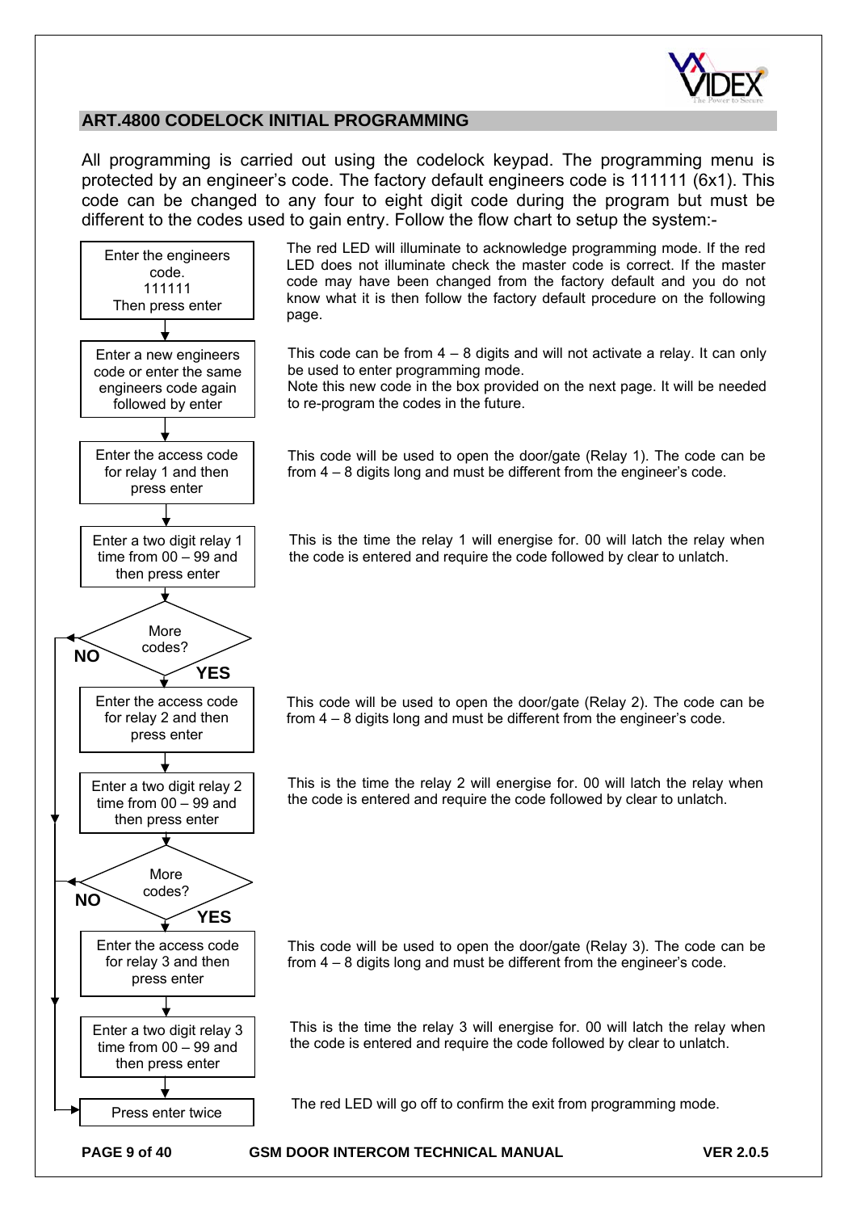## ART.4800 CODELOCK INITIAL PROGRAMMING

All programming is carried out using the codelock keypad. The programming menu is protected by an engineer's code. The factory default engineers code is 111111 (6x1). This code can be changed to any four to eight digit code during the program but must be different to the codes used to gain entry. Follow the flow chart to setup the system:-

| Step | Description |
| --- | --- |
| Enter the engineers code. 111111 Then press enter | The red LED will illuminate to acknowledge programming mode. If the red LED does not illuminate check the master code is correct. If the master code may have been changed from the factory default and you do not know what it is then follow the factory default procedure on the following page. |
| Enter a new engineers code or enter the same engineers code again followed by enter | This code can be from 4 – 8 digits and will not activate a relay. It can only be used to enter programming mode. Note this new code in the box provided on the next page. It will be needed to re-program the codes in the future. |
| Enter the access code for relay 1 and then press enter | This code will be used to open the door/gate (Relay 1). The code can be from 4 – 8 digits long and must be different from the engineer's code. |
| Enter a two digit relay 1 time from 00 – 99 and then press enter | This is the time the relay 1 will energise for. 00 will latch the relay when the code is entered and require the code followed by clear to unlatch. |
| More codes? (NO → Press enter twice; YES → continue) | |
| Enter the access code for relay 2 and then press enter | This code will be used to open the door/gate (Relay 2). The code can be from 4 – 8 digits long and must be different from the engineer's code. |
| Enter a two digit relay 2 time from 00 – 99 and then press enter | This is the time the relay 2 will energise for. 00 will latch the relay when the code is entered and require the code followed by clear to unlatch. |
| More codes? (NO → Press enter twice; YES → continue) | |
| Enter the access code for relay 3 and then press enter | This code will be used to open the door/gate (Relay 3). The code can be from 4 – 8 digits long and must be different from the engineer's code. |
| Enter a two digit relay 3 time from 00 – 99 and then press enter | This is the time the relay 3 will energise for. 00 will latch the relay when the code is entered and require the code followed by clear to unlatch. |
| Press enter twice | The red LED will go off to confirm the exit from programming mode. |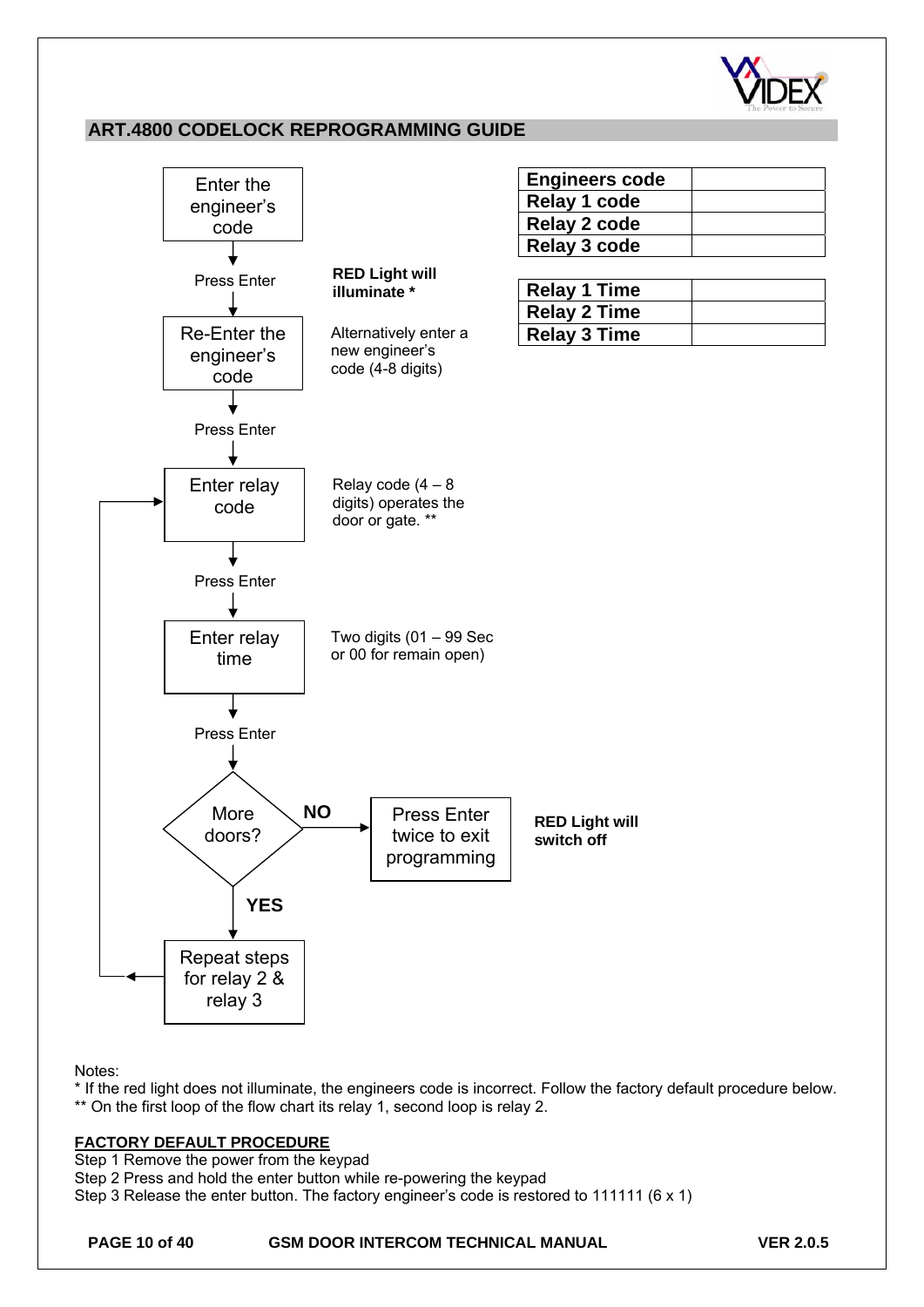## ART.4800 CODELOCK REPROGRAMMING GUIDE

| Engineers code | |
|---|---|
| Relay 1 code | |
| Relay 2 code | |
| Relay 3 code | |

| Relay 1 Time | |
|---|---|
| Relay 2 Time | |
| Relay 3 Time | |

Enter the engineer's code

Press Enter — **RED Light will illuminate \***

Re-Enter the engineer's code — Alternatively enter a new engineer's code (4-8 digits)

Press Enter

Enter relay code — Relay code (4 – 8 digits) operates the door or gate. \*\*

Press Enter

Enter relay time — Two digits (01 – 99 Sec or 00 for remain open)

Press Enter

More doors?

- **NO** → Press Enter twice to exit programming — **RED Light will switch off**
- **YES** → Repeat steps for relay 2 & relay 3 (return to "Enter relay code")

Notes:

\* If the red light does not illuminate, the engineers code is incorrect. Follow the factory default procedure below.

\*\* On the first loop of the flow chart its relay 1, second loop is relay 2.

**FACTORY DEFAULT PROCEDURE**

Step 1 Remove the power from the keypad

Step 2 Press and hold the enter button while re-powering the keypad

Step 3 Release the enter button. The factory engineer's code is restored to 111111 (6 x 1)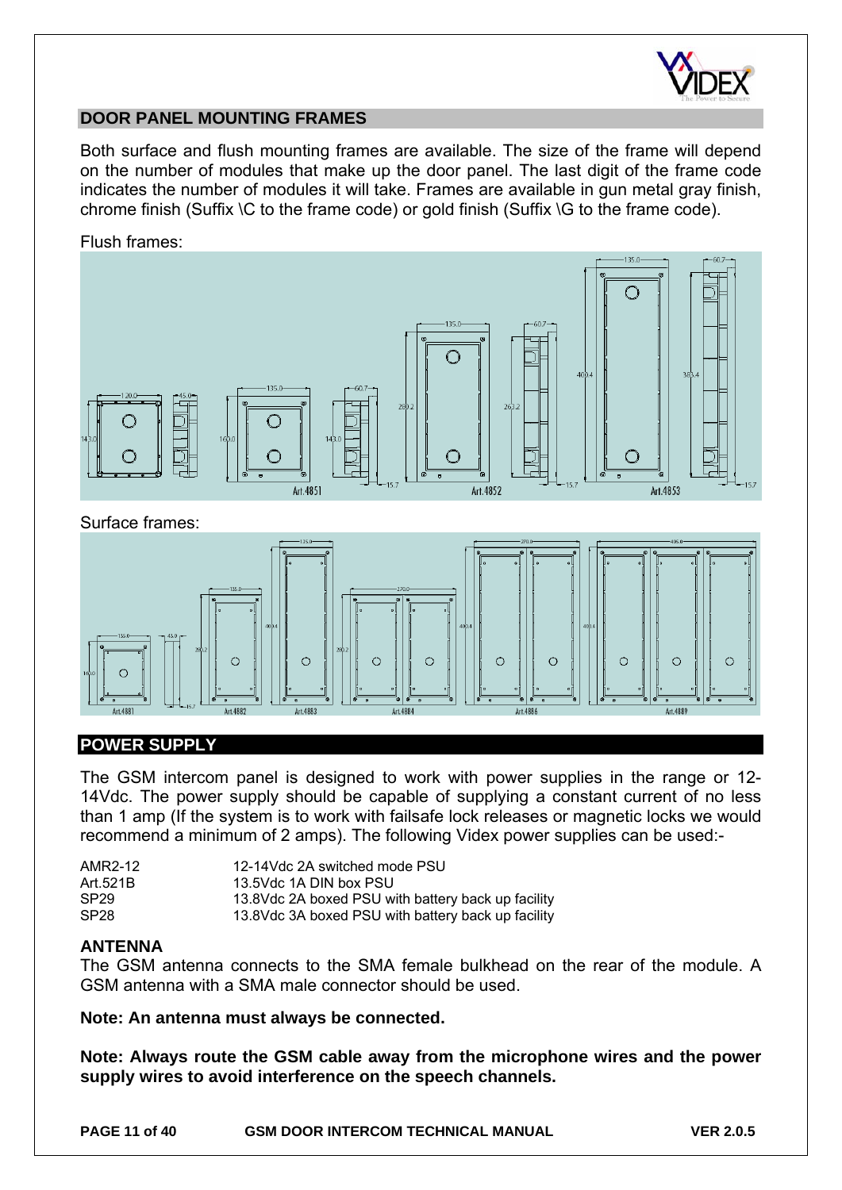## DOOR PANEL MOUNTING FRAMES

Both surface and flush mounting frames are available. The size of the frame will depend on the number of modules that make up the door panel. The last digit of the frame code indicates the number of modules it will take. Frames are available in gun metal gray finish, chrome finish (Suffix \C to the frame code) or gold finish (Suffix \G to the frame code).

Flush frames:

Surface frames:

## POWER SUPPLY

The GSM intercom panel is designed to work with power supplies in the range or 12-14Vdc. The power supply should be capable of supplying a constant current of no less than 1 amp (If the system is to work with failsafe lock releases or magnetic locks we would recommend a minimum of 2 amps). The following Videx power supplies can be used:-

| | |
|---|---|
| AMR2-12 | 12-14Vdc 2A switched mode PSU |
| Art.521B | 13.5Vdc 1A DIN box PSU |
| SP29 | 13.8Vdc 2A boxed PSU with battery back up facility |
| SP28 | 13.8Vdc 3A boxed PSU with battery back up facility |

### ANTENNA

The GSM antenna connects to the SMA female bulkhead on the rear of the module. A GSM antenna with a SMA male connector should be used.

**Note: An antenna must always be connected.**

**Note: Always route the GSM cable away from the microphone wires and the power supply wires to avoid interference on the speech channels.**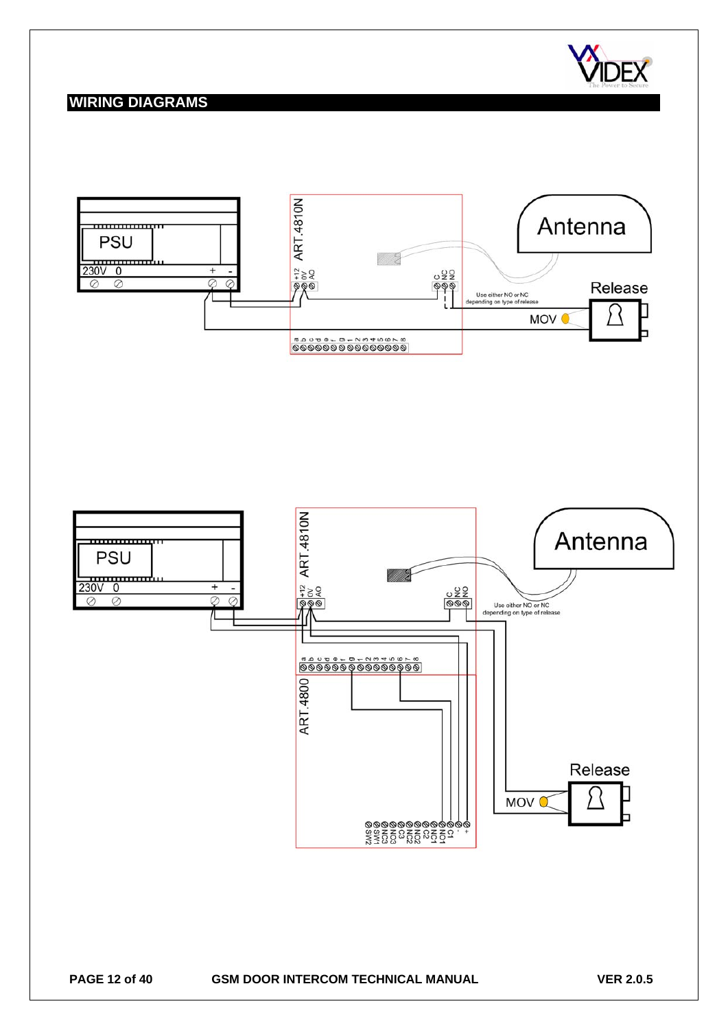## WIRING DIAGRAMS

PSU

230V 0 + -

ART.4810N

+12 0V AO

C NC NO

Antenna

Release

Use either NO or NC depending on type of release

MOV

a b c d e f g 1 2 3 4 5 6 7 8

PSU

230V 0 + -

ART.4810N

+12 0V AO

C NC NO

Antenna

Use either NO or NC depending on type of release

a b c d e f g 1 2 3 4 5 6 7 8

ART.4800

Release

MOV

SW2 SW1 NC3 NO3 C3 NC2 NO2 C2 NC1 NO1 C1 - +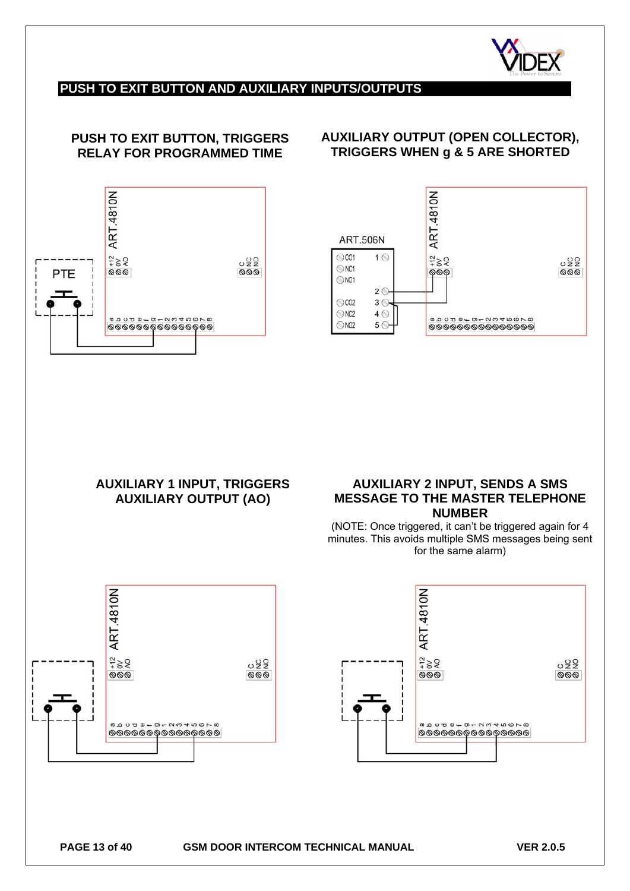## PUSH TO EXIT BUTTON AND AUXILIARY INPUTS/OUTPUTS

### PUSH TO EXIT BUTTON, TRIGGERS RELAY FOR PROGRAMMED TIME

### AUXILIARY OUTPUT (OPEN COLLECTOR), TRIGGERS WHEN g & 5 ARE SHORTED

### AUXILIARY 1 INPUT, TRIGGERS AUXILIARY OUTPUT (AO)

### AUXILIARY 2 INPUT, SENDS A SMS MESSAGE TO THE MASTER TELEPHONE NUMBER

(NOTE: Once triggered, it can't be triggered again for 4 minutes. This avoids multiple SMS messages being sent for the same alarm)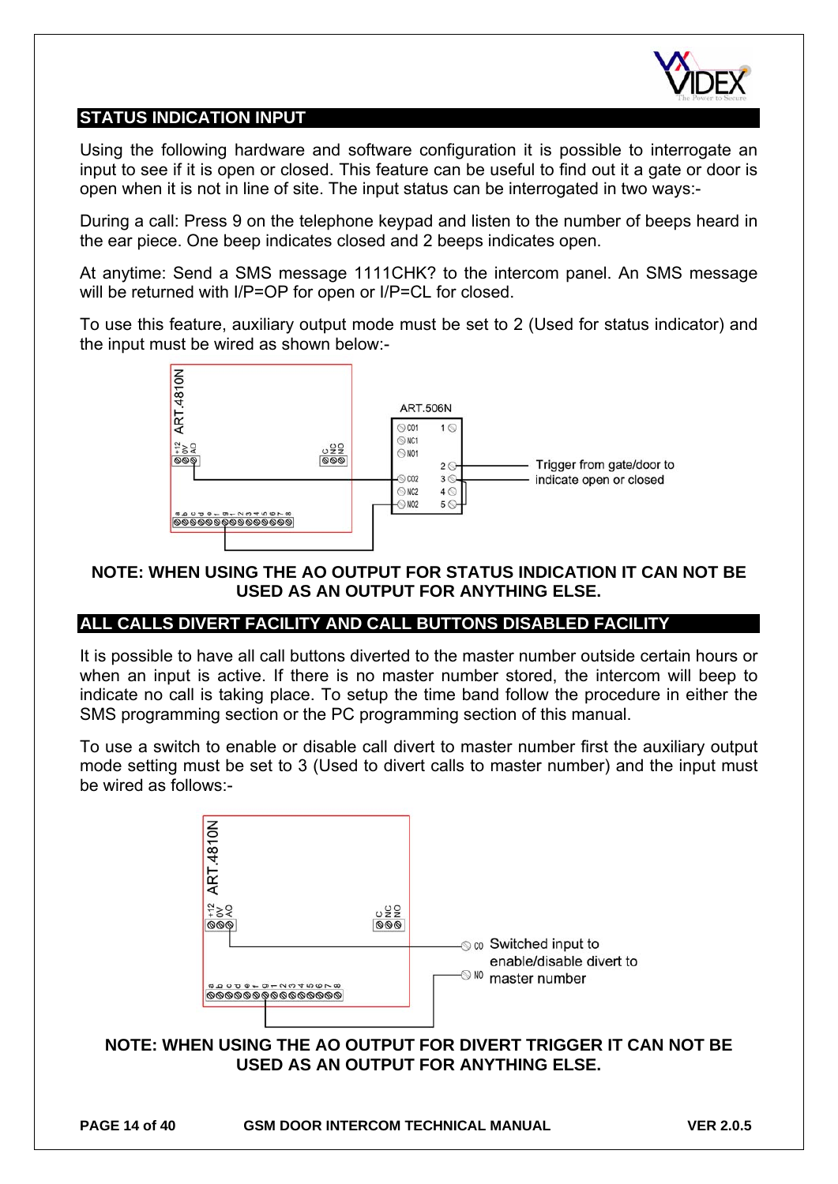## STATUS INDICATION INPUT

Using the following hardware and software configuration it is possible to interrogate an input to see if it is open or closed. This feature can be useful to find out it a gate or door is open when it is not in line of site. The input status can be interrogated in two ways:-

During a call: Press 9 on the telephone keypad and listen to the number of beeps heard in the ear piece. One beep indicates closed and 2 beeps indicates open.

At anytime: Send a SMS message 1111CHK? to the intercom panel. An SMS message will be returned with I/P=OP for open or I/P=CL for closed.

To use this feature, auxiliary output mode must be set to 2 (Used for status indicator) and the input must be wired as shown below:-

ART.4810N

ART.506N

Trigger from gate/door to indicate open or closed

**NOTE: WHEN USING THE AO OUTPUT FOR STATUS INDICATION IT CAN NOT BE USED AS AN OUTPUT FOR ANYTHING ELSE.**

## ALL CALLS DIVERT FACILITY AND CALL BUTTONS DISABLED FACILITY

It is possible to have all call buttons diverted to the master number outside certain hours or when an input is active. If there is no master number stored, the intercom will beep to indicate no call is taking place. To setup the time band follow the procedure in either the SMS programming section or the PC programming section of this manual.

To use a switch to enable or disable call divert to master number first the auxiliary output mode setting must be set to 3 (Used to divert calls to master number) and the input must be wired as follows:-

ART.4810N

Switched input to enable/disable divert to master number

**NOTE: WHEN USING THE AO OUTPUT FOR DIVERT TRIGGER IT CAN NOT BE USED AS AN OUTPUT FOR ANYTHING ELSE.**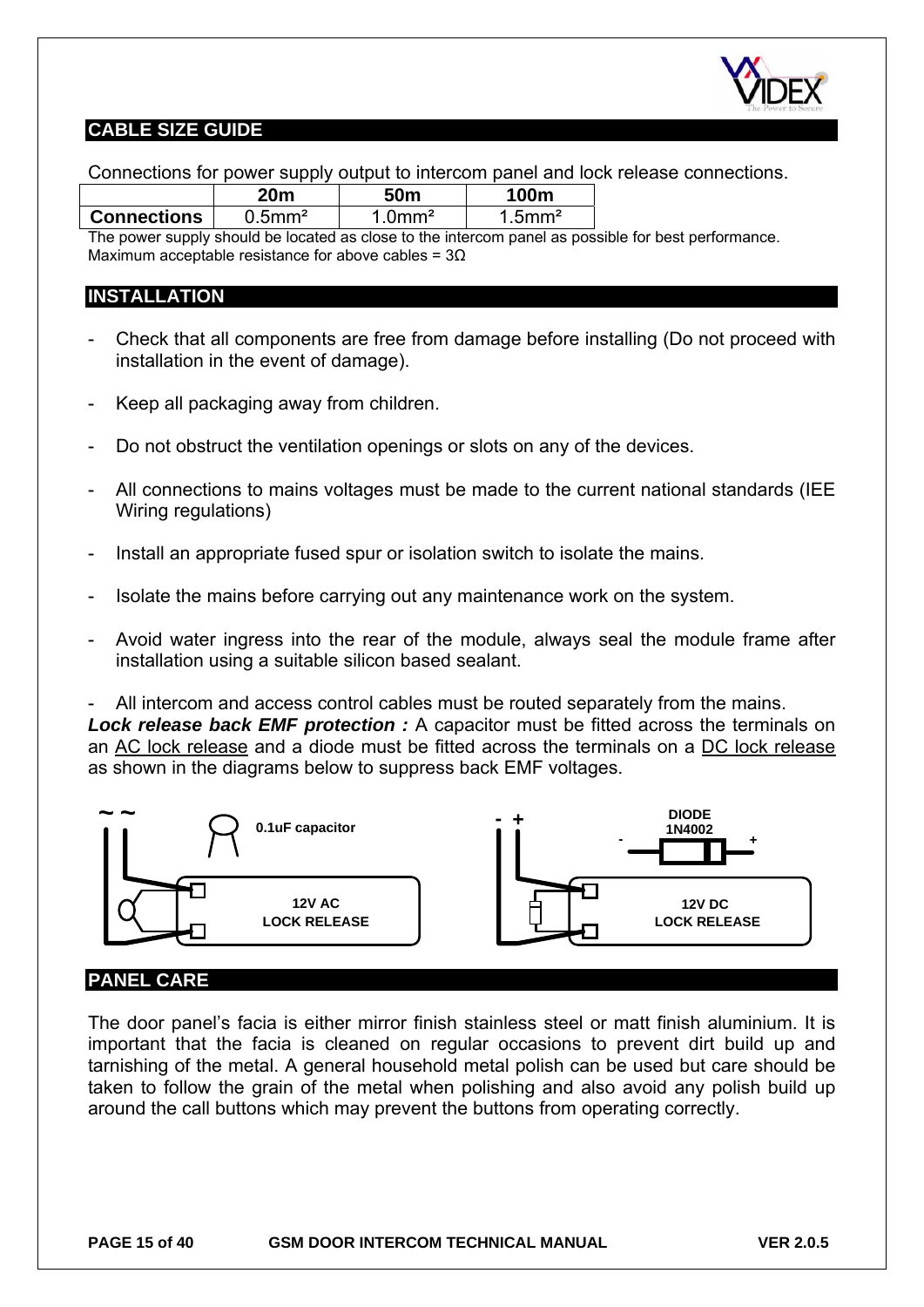## CABLE SIZE GUIDE

Connections for power supply output to intercom panel and lock release connections.

| | 20m | 50m | 100m |
|---|---|---|---|
| **Connections** | 0.5mm² | 1.0mm² | 1.5mm² |

The power supply should be located as close to the intercom panel as possible for best performance.
Maximum acceptable resistance for above cables = 3Ω

## INSTALLATION

- Check that all components are free from damage before installing (Do not proceed with installation in the event of damage).
- Keep all packaging away from children.
- Do not obstruct the ventilation openings or slots on any of the devices.
- All connections to mains voltages must be made to the current national standards (IEE Wiring regulations)
- Install an appropriate fused spur or isolation switch to isolate the mains.
- Isolate the mains before carrying out any maintenance work on the system.
- Avoid water ingress into the rear of the module, always seal the module frame after installation using a suitable silicon based sealant.
- All intercom and access control cables must be routed separately from the mains.

***Lock release back EMF protection :*** A capacitor must be fitted across the terminals on an AC lock release and a diode must be fitted across the terminals on a DC lock release as shown in the diagrams below to suppress back EMF voltages.

~ ~ 0.1uF capacitor 12V AC LOCK RELEASE

- + DIODE 1N4002 - + 12V DC LOCK RELEASE

## PANEL CARE

The door panel's facia is either mirror finish stainless steel or matt finish aluminium. It is important that the facia is cleaned on regular occasions to prevent dirt build up and tarnishing of the metal. A general household metal polish can be used but care should be taken to follow the grain of the metal when polishing and also avoid any polish build up around the call buttons which may prevent the buttons from operating correctly.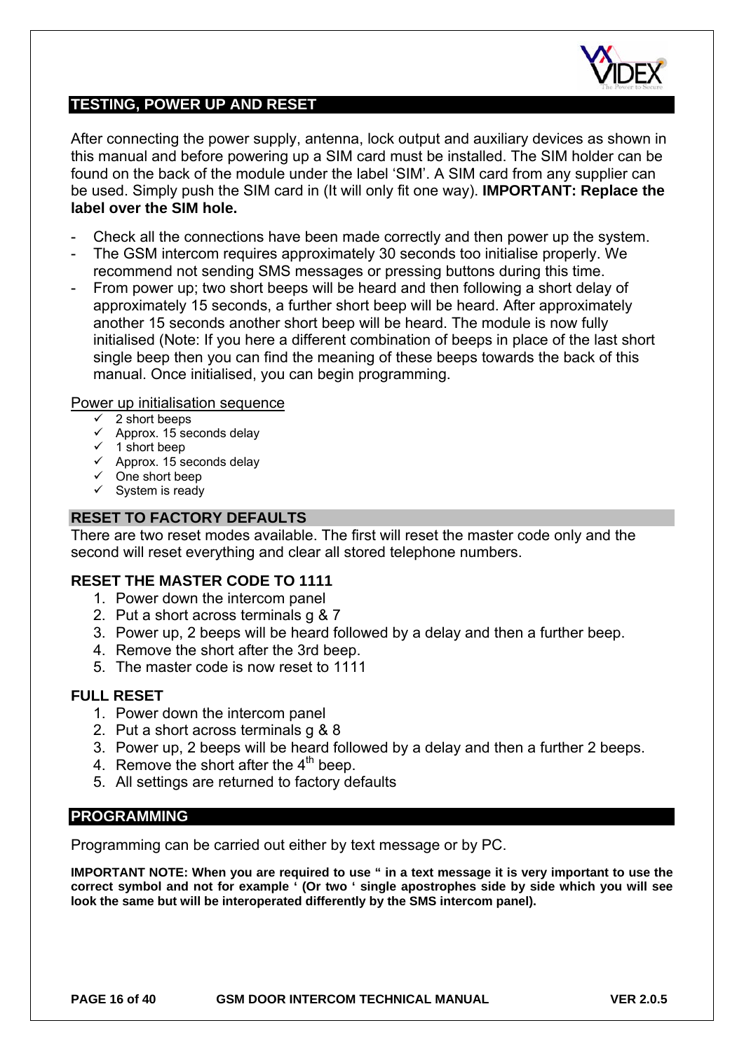## TESTING, POWER UP AND RESET

After connecting the power supply, antenna, lock output and auxiliary devices as shown in this manual and before powering up a SIM card must be installed. The SIM holder can be found on the back of the module under the label 'SIM'. A SIM card from any supplier can be used. Simply push the SIM card in (It will only fit one way). **IMPORTANT: Replace the label over the SIM hole.**

- Check all the connections have been made correctly and then power up the system.
- The GSM intercom requires approximately 30 seconds too initialise properly. We recommend not sending SMS messages or pressing buttons during this time.
- From power up; two short beeps will be heard and then following a short delay of approximately 15 seconds, a further short beep will be heard. After approximately another 15 seconds another short beep will be heard. The module is now fully initialised (Note: If you here a different combination of beeps in place of the last short single beep then you can find the meaning of these beeps towards the back of this manual. Once initialised, you can begin programming.

Power up initialisation sequence

- ✓ 2 short beeps
- ✓ Approx. 15 seconds delay
- ✓ 1 short beep
- ✓ Approx. 15 seconds delay
- ✓ One short beep
- ✓ System is ready

## RESET TO FACTORY DEFAULTS

There are two reset modes available. The first will reset the master code only and the second will reset everything and clear all stored telephone numbers.

### RESET THE MASTER CODE TO 1111

1. Power down the intercom panel
2. Put a short across terminals g & 7
3. Power up, 2 beeps will be heard followed by a delay and then a further beep.
4. Remove the short after the 3rd beep.
5. The master code is now reset to 1111

### FULL RESET

1. Power down the intercom panel
2. Put a short across terminals g & 8
3. Power up, 2 beeps will be heard followed by a delay and then a further 2 beeps.
4. Remove the short after the 4th beep.
5. All settings are returned to factory defaults

## PROGRAMMING

Programming can be carried out either by text message or by PC.

**IMPORTANT NOTE: When you are required to use " in a text message it is very important to use the correct symbol and not for example ' (Or two ' single apostrophes side by side which you will see look the same but will be interoperated differently by the SMS intercom panel).**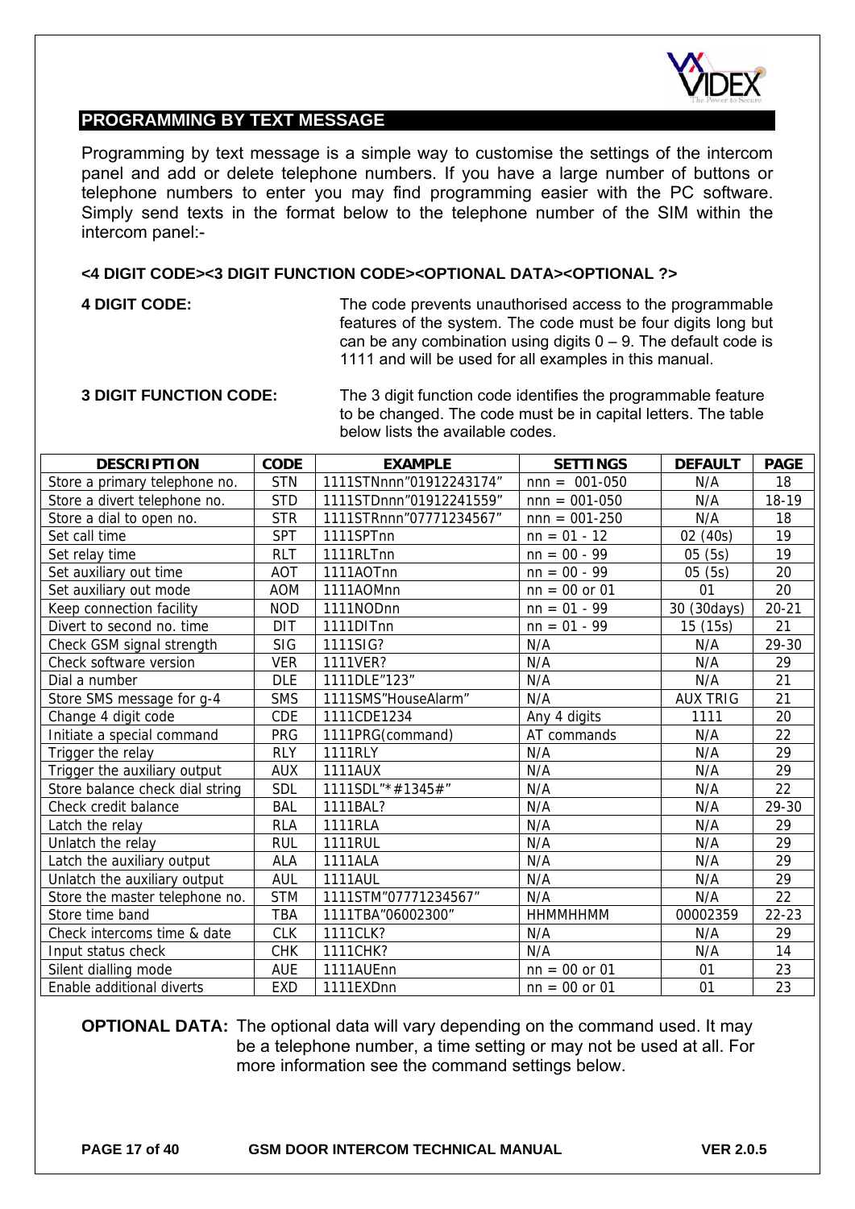## PROGRAMMING BY TEXT MESSAGE

Programming by text message is a simple way to customise the settings of the intercom panel and add or delete telephone numbers. If you have a large number of buttons or telephone numbers to enter you may find programming easier with the PC software. Simply send texts in the format below to the telephone number of the SIM within the intercom panel:-

**<4 DIGIT CODE><3 DIGIT FUNCTION CODE><OPTIONAL DATA><OPTIONAL ?>**

**4 DIGIT CODE:** The code prevents unauthorised access to the programmable features of the system. The code must be four digits long but can be any combination using digits 0 – 9. The default code is 1111 and will be used for all examples in this manual.

**3 DIGIT FUNCTION CODE:** The 3 digit function code identifies the programmable feature to be changed. The code must be in capital letters. The table below lists the available codes.

| DESCRIPTION | CODE | EXAMPLE | SETTINGS | DEFAULT | PAGE |
|---|---|---|---|---|---|
| Store a primary telephone no. | STN | 1111STNnnn"01912243174" | nnn = 001-050 | N/A | 18 |
| Store a divert telephone no. | STD | 1111STDnnn"01912241559" | nnn = 001-050 | N/A | 18-19 |
| Store a dial to open no. | STR | 1111STRnnn"07771234567" | nnn = 001-250 | N/A | 18 |
| Set call time | SPT | 1111SPTnn | nn = 01 - 12 | 02 (40s) | 19 |
| Set relay time | RLT | 1111RLTnn | nn = 00 - 99 | 05 (5s) | 19 |
| Set auxiliary out time | AOT | 1111AOTnn | nn = 00 - 99 | 05 (5s) | 20 |
| Set auxiliary out mode | AOM | 1111AOMnn | nn = 00 or 01 | 01 | 20 |
| Keep connection facility | NOD | 1111NODnn | nn = 01 - 99 | 30 (30days) | 20-21 |
| Divert to second no. time | DIT | 1111DITnn | nn = 01 - 99 | 15 (15s) | 21 |
| Check GSM signal strength | SIG | 1111SIG? | N/A | N/A | 29-30 |
| Check software version | VER | 1111VER? | N/A | N/A | 29 |
| Dial a number | DLE | 1111DLE"123" | N/A | N/A | 21 |
| Store SMS message for g-4 | SMS | 1111SMS"HouseAlarm" | N/A | AUX TRIG | 21 |
| Change 4 digit code | CDE | 1111CDE1234 | Any 4 digits | 1111 | 20 |
| Initiate a special command | PRG | 1111PRG(command) | AT commands | N/A | 22 |
| Trigger the relay | RLY | 1111RLY | N/A | N/A | 29 |
| Trigger the auxiliary output | AUX | 1111AUX | N/A | N/A | 29 |
| Store balance check dial string | SDL | 1111SDL"*#1345#" | N/A | N/A | 22 |
| Check credit balance | BAL | 1111BAL? | N/A | N/A | 29-30 |
| Latch the relay | RLA | 1111RLA | N/A | N/A | 29 |
| Unlatch the relay | RUL | 1111RUL | N/A | N/A | 29 |
| Latch the auxiliary output | ALA | 1111ALA | N/A | N/A | 29 |
| Unlatch the auxiliary output | AUL | 1111AUL | N/A | N/A | 29 |
| Store the master telephone no. | STM | 1111STM"07771234567" | N/A | N/A | 22 |
| Store time band | TBA | 1111TBA"06002300" | HHMMHHMM | 00002359 | 22-23 |
| Check intercoms time & date | CLK | 1111CLK? | N/A | N/A | 29 |
| Input status check | CHK | 1111CHK? | N/A | N/A | 14 |
| Silent dialling mode | AUE | 1111AUEnn | nn = 00 or 01 | 01 | 23 |
| Enable additional diverts | EXD | 1111EXDnn | nn = 00 or 01 | 01 | 23 |

**OPTIONAL DATA:** The optional data will vary depending on the command used. It may be a telephone number, a time setting or may not be used at all. For more information see the command settings below.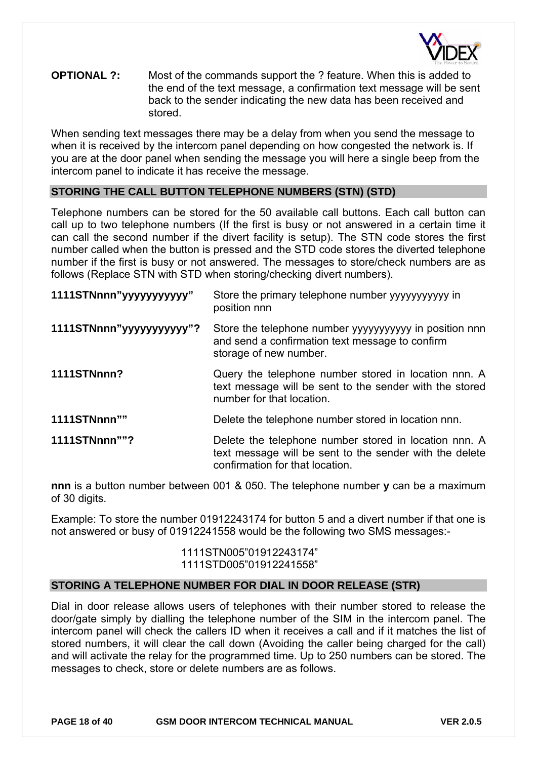**OPTIONAL ?:** Most of the commands support the ? feature. When this is added to the end of the text message, a confirmation text message will be sent back to the sender indicating the new data has been received and stored.

When sending text messages there may be a delay from when you send the message to when it is received by the intercom panel depending on how congested the network is. If you are at the door panel when sending the message you will here a single beep from the intercom panel to indicate it has receive the message.

## STORING THE CALL BUTTON TELEPHONE NUMBERS (STN) (STD)

Telephone numbers can be stored for the 50 available call buttons. Each call button can call up to two telephone numbers (If the first is busy or not answered in a certain time it can call the second number if the divert facility is setup). The STN code stores the first number called when the button is pressed and the STD code stores the diverted telephone number if the first is busy or not answered. The messages to store/check numbers are as follows (Replace STN with STD when storing/checking divert numbers).

| | |
|---|---|
| **1111STNnnn"yyyyyyyyyyy"** | Store the primary telephone number yyyyyyyyyy in position nnn |
| **1111STNnnn"yyyyyyyyyyy"?** | Store the telephone number yyyyyyyyyyy in position nnn and send a confirmation text message to confirm storage of new number. |
| **1111STNnnn?** | Query the telephone number stored in location nnn. A text message will be sent to the sender with the stored number for that location. |
| **1111STNnnn""** | Delete the telephone number stored in location nnn. |
| **1111STNnnn""?** | Delete the telephone number stored in location nnn. A text message will be sent to the sender with the delete confirmation for that location. |

**nnn** is a button number between 001 & 050. The telephone number **y** can be a maximum of 30 digits.

Example: To store the number 01912243174 for button 5 and a divert number if that one is not answered or busy of 01912241558 would be the following two SMS messages:-

1111STN005"01912243174"
1111STD005"01912241558"

## STORING A TELEPHONE NUMBER FOR DIAL IN DOOR RELEASE (STR)

Dial in door release allows users of telephones with their number stored to release the door/gate simply by dialling the telephone number of the SIM in the intercom panel. The intercom panel will check the callers ID when it receives a call and if it matches the list of stored numbers, it will clear the call down (Avoiding the caller being charged for the call) and will activate the relay for the programmed time. Up to 250 numbers can be stored. The messages to check, store or delete numbers are as follows.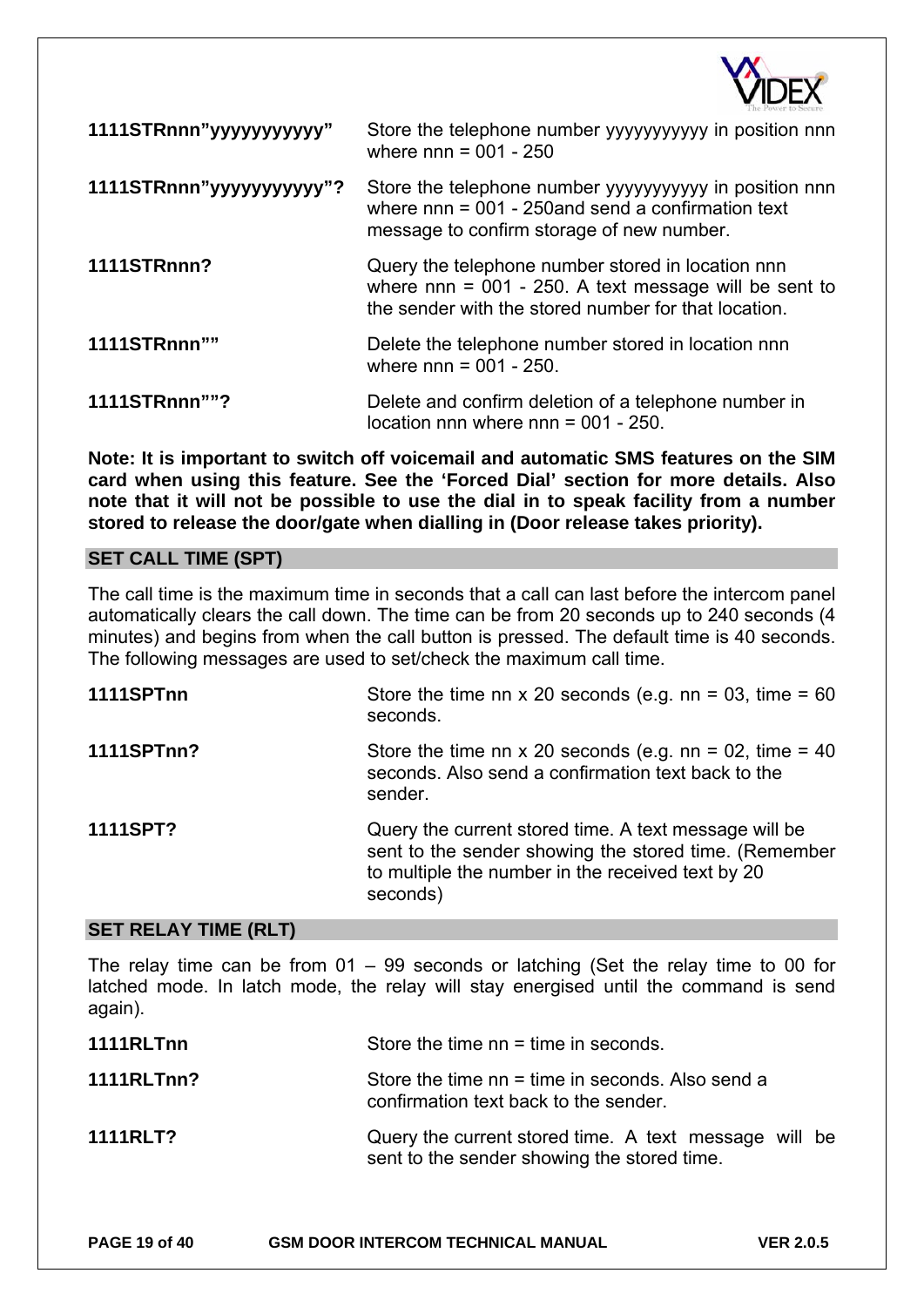**1111STRnnn"yyyyyyyyyyy"** Store the telephone number yyyyyyyyyyy in position nnn where nnn = 001 - 250

**1111STRnnn"yyyyyyyyyyy"?** Store the telephone number yyyyyyyyyyy in position nnn where nnn = 001 - 250and send a confirmation text message to confirm storage of new number.

**1111STRnnn?** Query the telephone number stored in location nnn where nnn = 001 - 250. A text message will be sent to the sender with the stored number for that location.

**1111STRnnn""** Delete the telephone number stored in location nnn where nnn = 001 - 250.

**1111STRnnn""?** Delete and confirm deletion of a telephone number in location nnn where nnn = 001 - 250.

**Note: It is important to switch off voicemail and automatic SMS features on the SIM card when using this feature. See the 'Forced Dial' section for more details. Also note that it will not be possible to use the dial in to speak facility from a number stored to release the door/gate when dialling in (Door release takes priority).**

## SET CALL TIME (SPT)

The call time is the maximum time in seconds that a call can last before the intercom panel automatically clears the call down. The time can be from 20 seconds up to 240 seconds (4 minutes) and begins from when the call button is pressed. The default time is 40 seconds. The following messages are used to set/check the maximum call time.

**1111SPTnn** Store the time nn x 20 seconds (e.g. nn = 03, time = 60 seconds.

**1111SPTnn?** Store the time nn x 20 seconds (e.g. nn = 02, time = 40 seconds. Also send a confirmation text back to the sender.

**1111SPT?** Query the current stored time. A text message will be sent to the sender showing the stored time. (Remember to multiple the number in the received text by 20 seconds)

## SET RELAY TIME (RLT)

The relay time can be from 01 – 99 seconds or latching (Set the relay time to 00 for latched mode. In latch mode, the relay will stay energised until the command is send again).

**1111RLTnn** Store the time nn = time in seconds.

**1111RLTnn?** Store the time nn = time in seconds. Also send a confirmation text back to the sender.

**1111RLT?** Query the current stored time. A text message will be sent to the sender showing the stored time.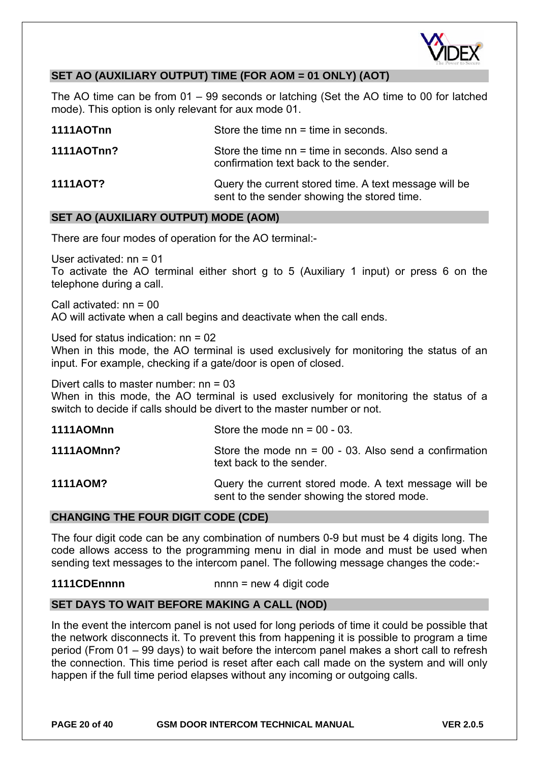## SET AO (AUXILIARY OUTPUT) TIME (FOR AOM = 01 ONLY) (AOT)

The AO time can be from 01 – 99 seconds or latching (Set the AO time to 00 for latched mode). This option is only relevant for aux mode 01.

| | |
|---|---|
| **1111AOTnn** | Store the time nn = time in seconds. |
| **1111AOTnn?** | Store the time nn = time in seconds. Also send a confirmation text back to the sender. |
| **1111AOT?** | Query the current stored time. A text message will be sent to the sender showing the stored time. |

## SET AO (AUXILIARY OUTPUT) MODE (AOM)

There are four modes of operation for the AO terminal:-

User activated: nn = 01
To activate the AO terminal either short g to 5 (Auxiliary 1 input) or press 6 on the telephone during a call.

Call activated: nn = 00
AO will activate when a call begins and deactivate when the call ends.

Used for status indication: nn = 02
When in this mode, the AO terminal is used exclusively for monitoring the status of an input. For example, checking if a gate/door is open of closed.

Divert calls to master number: nn = 03
When in this mode, the AO terminal is used exclusively for monitoring the status of a switch to decide if calls should be divert to the master number or not.

| | |
|---|---|
| **1111AOMnn** | Store the mode nn = 00 - 03. |
| **1111AOMnn?** | Store the mode nn = 00 - 03. Also send a confirmation text back to the sender. |
| **1111AOM?** | Query the current stored mode. A text message will be sent to the sender showing the stored mode. |

## CHANGING THE FOUR DIGIT CODE (CDE)

The four digit code can be any combination of numbers 0-9 but must be 4 digits long. The code allows access to the programming menu in dial in mode and must be used when sending text messages to the intercom panel. The following message changes the code:-

| | |
|---|---|
| **1111CDEnnnn** | nnnn = new 4 digit code |

## SET DAYS TO WAIT BEFORE MAKING A CALL (NOD)

In the event the intercom panel is not used for long periods of time it could be possible that the network disconnects it. To prevent this from happening it is possible to program a time period (From 01 – 99 days) to wait before the intercom panel makes a short call to refresh the connection. This time period is reset after each call made on the system and will only happen if the full time period elapses without any incoming or outgoing calls.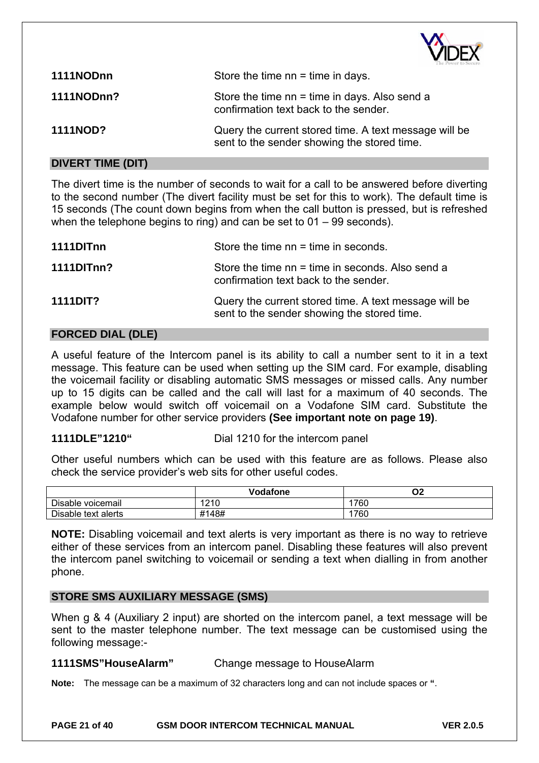**1111NODnn** Store the time nn = time in days.

**1111NODnn?** Store the time nn = time in days. Also send a confirmation text back to the sender.

**1111NOD?** Query the current stored time. A text message will be sent to the sender showing the stored time.

## DIVERT TIME (DIT)

The divert time is the number of seconds to wait for a call to be answered before diverting to the second number (The divert facility must be set for this to work). The default time is 15 seconds (The count down begins from when the call button is pressed, but is refreshed when the telephone begins to ring) and can be set to 01 – 99 seconds).

**1111DITnn** Store the time nn = time in seconds.

**1111DITnn?** Store the time nn = time in seconds. Also send a confirmation text back to the sender.

**1111DIT?** Query the current stored time. A text message will be sent to the sender showing the stored time.

## FORCED DIAL (DLE)

A useful feature of the Intercom panel is its ability to call a number sent to it in a text message. This feature can be used when setting up the SIM card. For example, disabling the voicemail facility or disabling automatic SMS messages or missed calls. Any number up to 15 digits can be called and the call will last for a maximum of 40 seconds. The example below would switch off voicemail on a Vodafone SIM card. Substitute the Vodafone number for other service providers **(See important note on page 19)**.

**1111DLE"1210"** Dial 1210 for the intercom panel

Other useful numbers which can be used with this feature are as follows. Please also check the service provider's web sits for other useful codes.

| | Vodafone | O2 |
|---|---|---|
| Disable voicemail | 1210 | 1760 |
| Disable text alerts | #148# | 1760 |

**NOTE:** Disabling voicemail and text alerts is very important as there is no way to retrieve either of these services from an intercom panel. Disabling these features will also prevent the intercom panel switching to voicemail or sending a text when dialling in from another phone.

## STORE SMS AUXILIARY MESSAGE (SMS)

When g & 4 (Auxiliary 2 input) are shorted on the intercom panel, a text message will be sent to the master telephone number. The text message can be customised using the following message:-

**1111SMS"HouseAlarm"** Change message to HouseAlarm

**Note:** The message can be a maximum of 32 characters long and can not include spaces or **"**.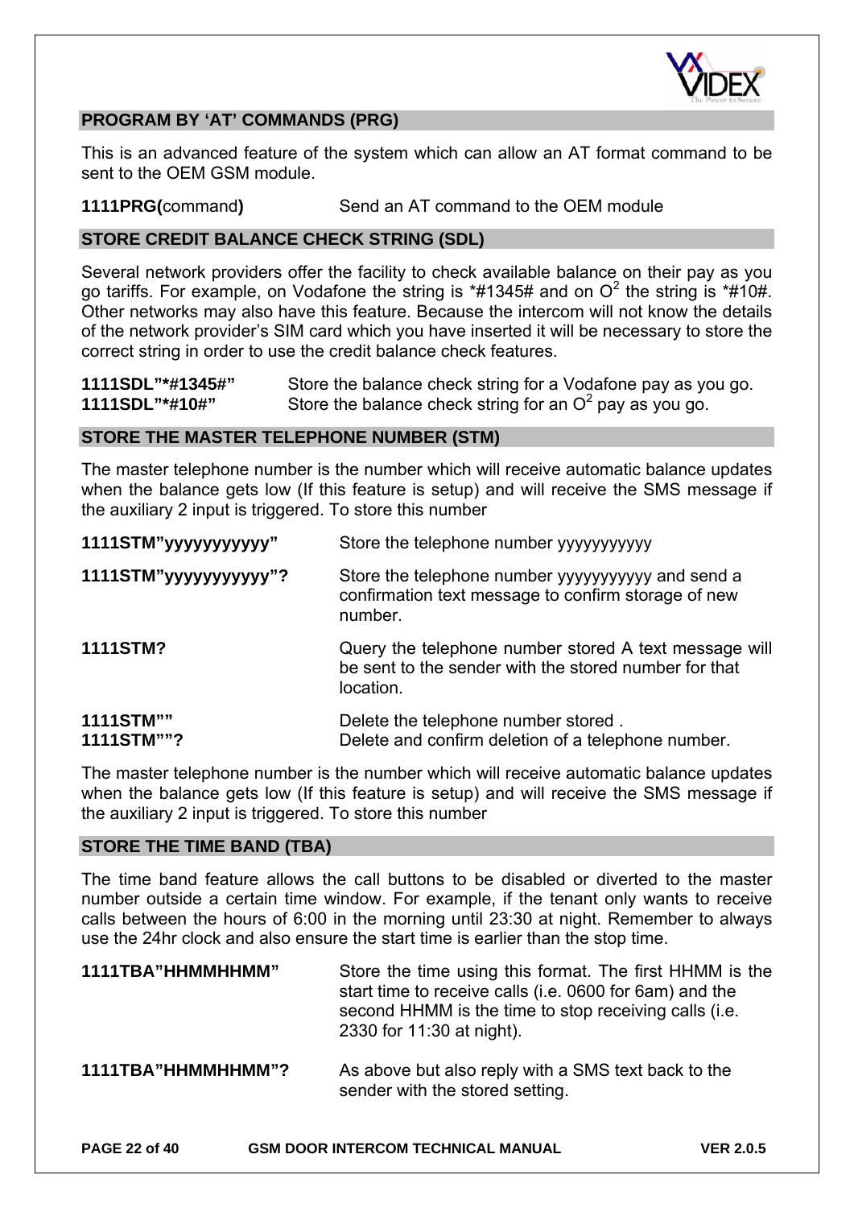## PROGRAM BY 'AT' COMMANDS (PRG)

This is an advanced feature of the system which can allow an AT format command to be sent to the OEM GSM module.

| | |
|---|---|
| **1111PRG(**command**)** | Send an AT command to the OEM module |

## STORE CREDIT BALANCE CHECK STRING (SDL)

Several network providers offer the facility to check available balance on their pay as you go tariffs. For example, on Vodafone the string is *#1345# and on $O^2$ the string is *#10#. Other networks may also have this feature. Because the intercom will not know the details of the network provider's SIM card which you have inserted it will be necessary to store the correct string in order to use the credit balance check features.

| | |
|---|---|
| **1111SDL"*#1345#"** | Store the balance check string for a Vodafone pay as you go. |
| **1111SDL"*#10#"** | Store the balance check string for an $O^2$ pay as you go. |

## STORE THE MASTER TELEPHONE NUMBER (STM)

The master telephone number is the number which will receive automatic balance updates when the balance gets low (If this feature is setup) and will receive the SMS message if the auxiliary 2 input is triggered. To store this number

| | |
|---|---|
| **1111STM"yyyyyyyyyyy"** | Store the telephone number yyyyyyyyyyy |
| **1111STM"yyyyyyyyyyy"?** | Store the telephone number yyyyyyyyyyy and send a confirmation text message to confirm storage of new number. |
| **1111STM?** | Query the telephone number stored A text message will be sent to the sender with the stored number for that location. |
| **1111STM""** | Delete the telephone number stored . |
| **1111STM""?** | Delete and confirm deletion of a telephone number. |

The master telephone number is the number which will receive automatic balance updates when the balance gets low (If this feature is setup) and will receive the SMS message if the auxiliary 2 input is triggered. To store this number

## STORE THE TIME BAND (TBA)

The time band feature allows the call buttons to be disabled or diverted to the master number outside a certain time window. For example, if the tenant only wants to receive calls between the hours of 6:00 in the morning until 23:30 at night. Remember to always use the 24hr clock and also ensure the start time is earlier than the stop time.

| | |
|---|---|
| **1111TBA"HHMMHHMM"** | Store the time using this format. The first HHMM is the start time to receive calls (i.e. 0600 for 6am) and the second HHMM is the time to stop receiving calls (i.e. 2330 for 11:30 at night). |
| **1111TBA"HHMMHHMM"?** | As above but also reply with a SMS text back to the sender with the stored setting. |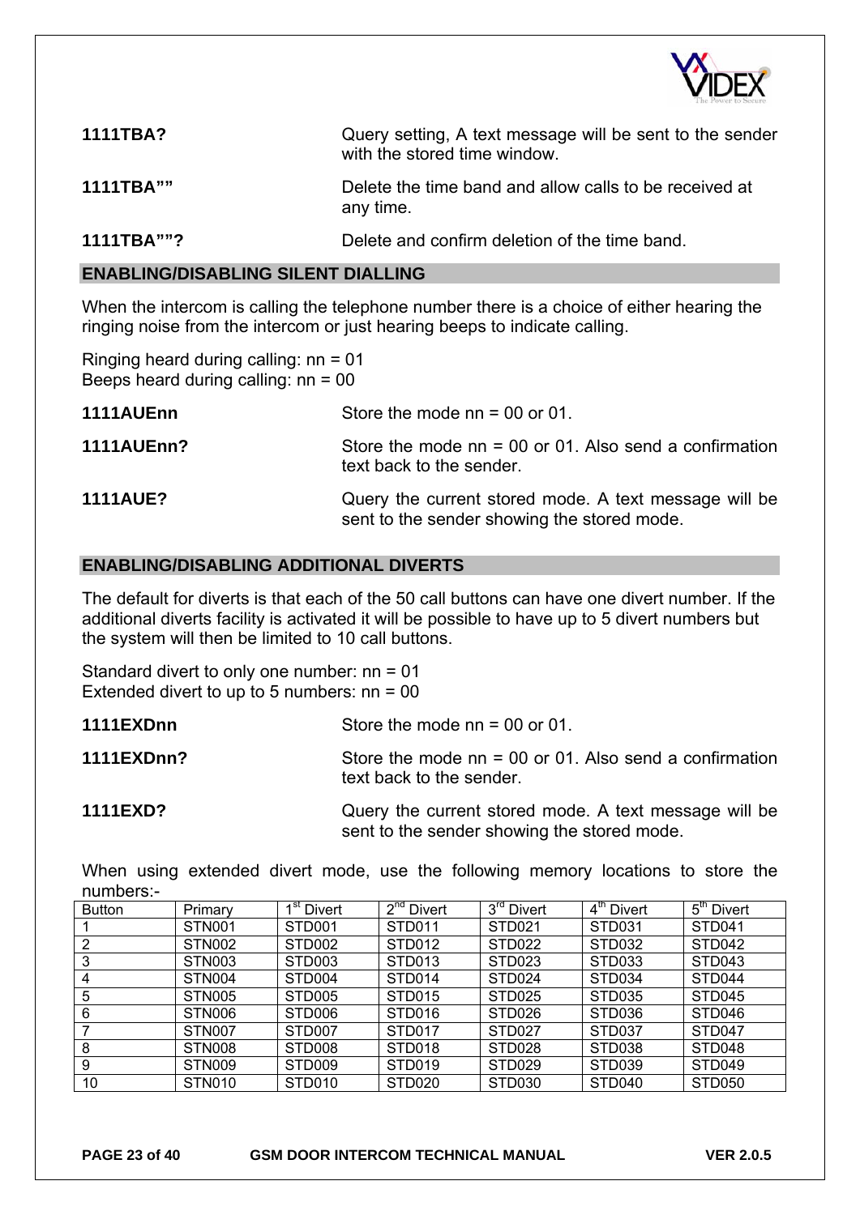**1111TBA?** — Query setting, A text message will be sent to the sender with the stored time window.

**1111TBA""** — Delete the time band and allow calls to be received at any time.

**1111TBA""?** — Delete and confirm deletion of the time band.

## ENABLING/DISABLING SILENT DIALLING

When the intercom is calling the telephone number there is a choice of either hearing the ringing noise from the intercom or just hearing beeps to indicate calling.

Ringing heard during calling: nn = 01
Beeps heard during calling: nn = 00

**1111AUEnn** — Store the mode nn = 00 or 01.

**1111AUEnn?** — Store the mode nn = 00 or 01. Also send a confirmation text back to the sender.

**1111AUE?** — Query the current stored mode. A text message will be sent to the sender showing the stored mode.

## ENABLING/DISABLING ADDITIONAL DIVERTS

The default for diverts is that each of the 50 call buttons can have one divert number. If the additional diverts facility is activated it will be possible to have up to 5 divert numbers but the system will then be limited to 10 call buttons.

Standard divert to only one number: nn = 01
Extended divert to up to 5 numbers: nn = 00

**1111EXDnn** — Store the mode nn = 00 or 01.

**1111EXDnn?** — Store the mode nn = 00 or 01. Also send a confirmation text back to the sender.

**1111EXD?** — Query the current stored mode. A text message will be sent to the sender showing the stored mode.

When using extended divert mode, use the following memory locations to store the numbers:-

| Button | Primary | 1st Divert | 2nd Divert | 3rd Divert | 4th Divert | 5th Divert |
|---|---|---|---|---|---|---|
| 1 | STN001 | STD001 | STD011 | STD021 | STD031 | STD041 |
| 2 | STN002 | STD002 | STD012 | STD022 | STD032 | STD042 |
| 3 | STN003 | STD003 | STD013 | STD023 | STD033 | STD043 |
| 4 | STN004 | STD004 | STD014 | STD024 | STD034 | STD044 |
| 5 | STN005 | STD005 | STD015 | STD025 | STD035 | STD045 |
| 6 | STN006 | STD006 | STD016 | STD026 | STD036 | STD046 |
| 7 | STN007 | STD007 | STD017 | STD027 | STD037 | STD047 |
| 8 | STN008 | STD008 | STD018 | STD028 | STD038 | STD048 |
| 9 | STN009 | STD009 | STD019 | STD029 | STD039 | STD049 |
| 10 | STN010 | STD010 | STD020 | STD030 | STD040 | STD050 |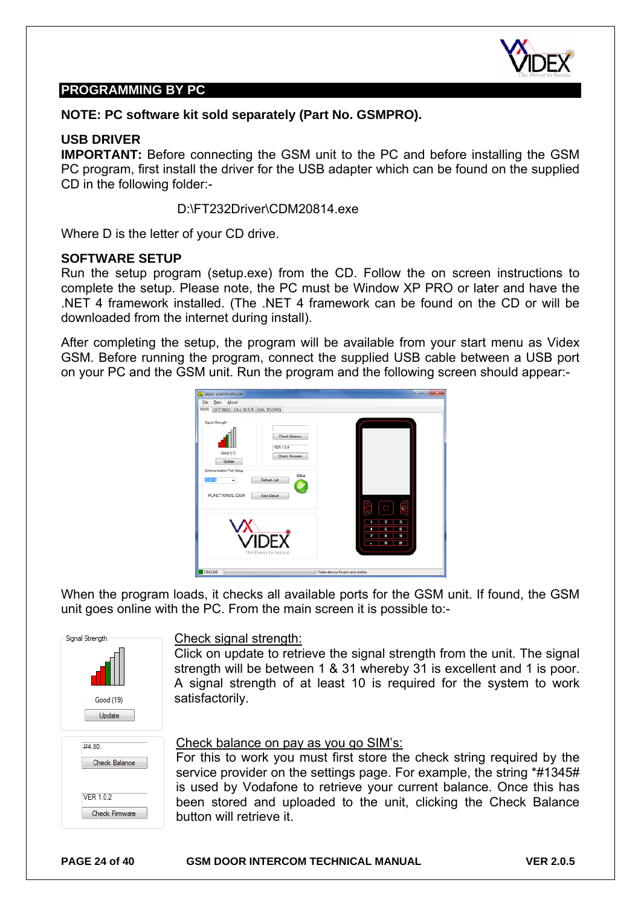## PROGRAMMING BY PC

**NOTE: PC software kit sold separately (Part No. GSMPRO).**

**USB DRIVER**

**IMPORTANT:** Before connecting the GSM unit to the PC and before installing the GSM PC program, first install the driver for the USB adapter which can be found on the supplied CD in the following folder:-

D:\FT232Driver\CDM20814.exe

Where D is the letter of your CD drive.

**SOFTWARE SETUP**

Run the setup program (setup.exe) from the CD. Follow the on screen instructions to complete the setup. Please note, the PC must be Window XP PRO or later and have the .NET 4 framework installed. (The .NET 4 framework can be found on the CD or will be downloaded from the internet during install).

After completing the setup, the program will be available from your start menu as Videx GSM. Before running the program, connect the supplied USB cable between a USB port on your PC and the GSM unit. Run the program and the following screen should appear:-

When the program loads, it checks all available ports for the GSM unit. If found, the GSM unit goes online with the PC. From the main screen it is possible to:-

Check signal strength:

Click on update to retrieve the signal strength from the unit. The signal strength will be between 1 & 31 whereby 31 is excellent and 1 is poor. A signal strength of at least 10 is required for the system to work satisfactorily.

Check balance on pay as you go SIM's:

For this to work you must first store the check string required by the service provider on the settings page. For example, the string *#1345# is used by Vodafone to retrieve your current balance. Once this has been stored and uploaded to the unit, clicking the Check Balance button will retrieve it.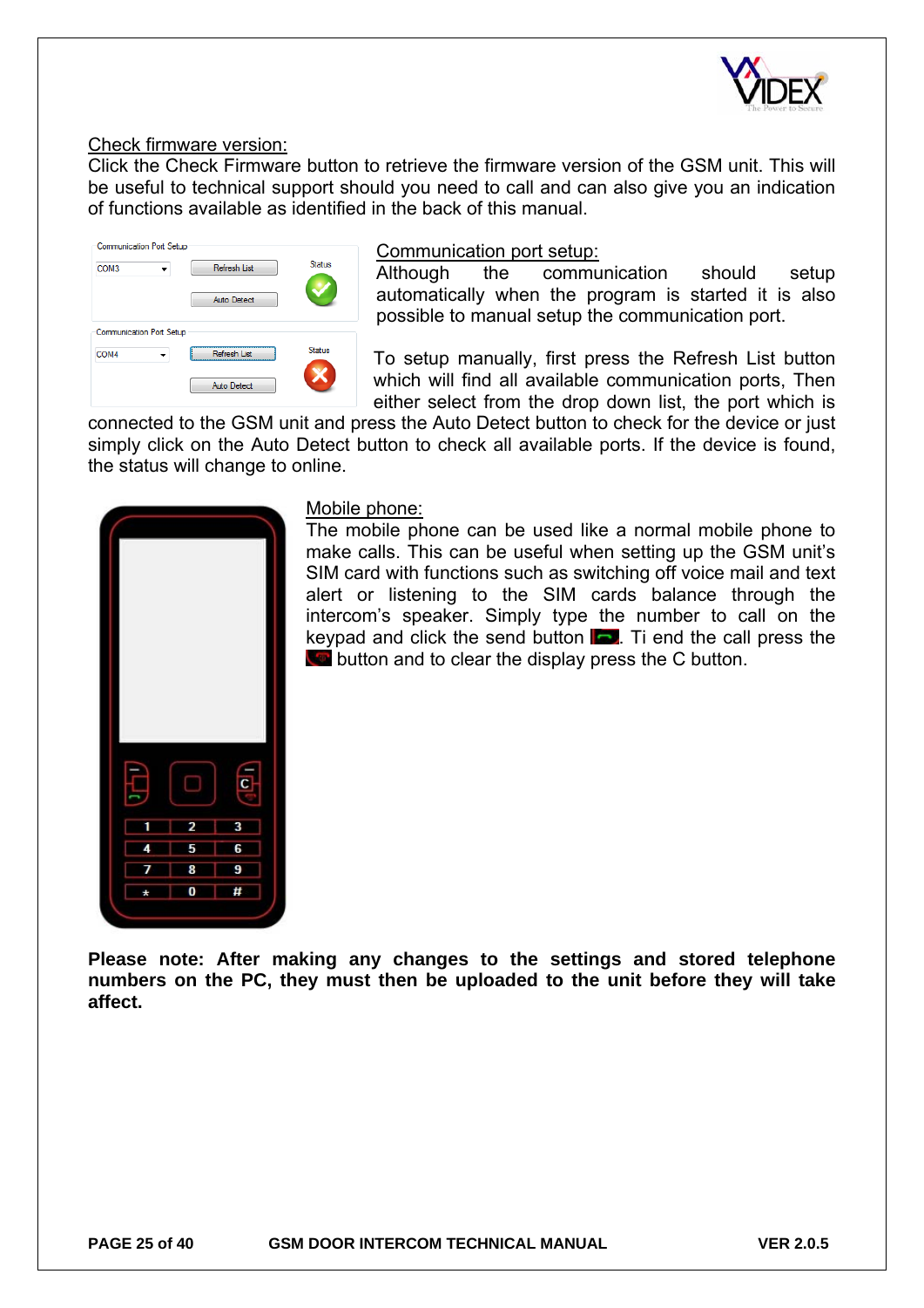Check firmware version:

Click the Check Firmware button to retrieve the firmware version of the GSM unit. This will be useful to technical support should you need to call and can also give you an indication of functions available as identified in the back of this manual.

Communication port setup:

Although the communication should setup automatically when the program is started it is also possible to manual setup the communication port.

To setup manually, first press the Refresh List button which will find all available communication ports, Then either select from the drop down list, the port which is connected to the GSM unit and press the Auto Detect button to check for the device or just simply click on the Auto Detect button to check all available ports. If the device is found, the status will change to online.

Mobile phone:

The mobile phone can be used like a normal mobile phone to make calls. This can be useful when setting up the GSM unit's SIM card with functions such as switching off voice mail and text alert or listening to the SIM cards balance through the intercom's speaker. Simply type the number to call on the keypad and click the send button. Ti end the call press the button and to clear the display press the C button.

**Please note: After making any changes to the settings and stored telephone numbers on the PC, they must then be uploaded to the unit before they will take affect.**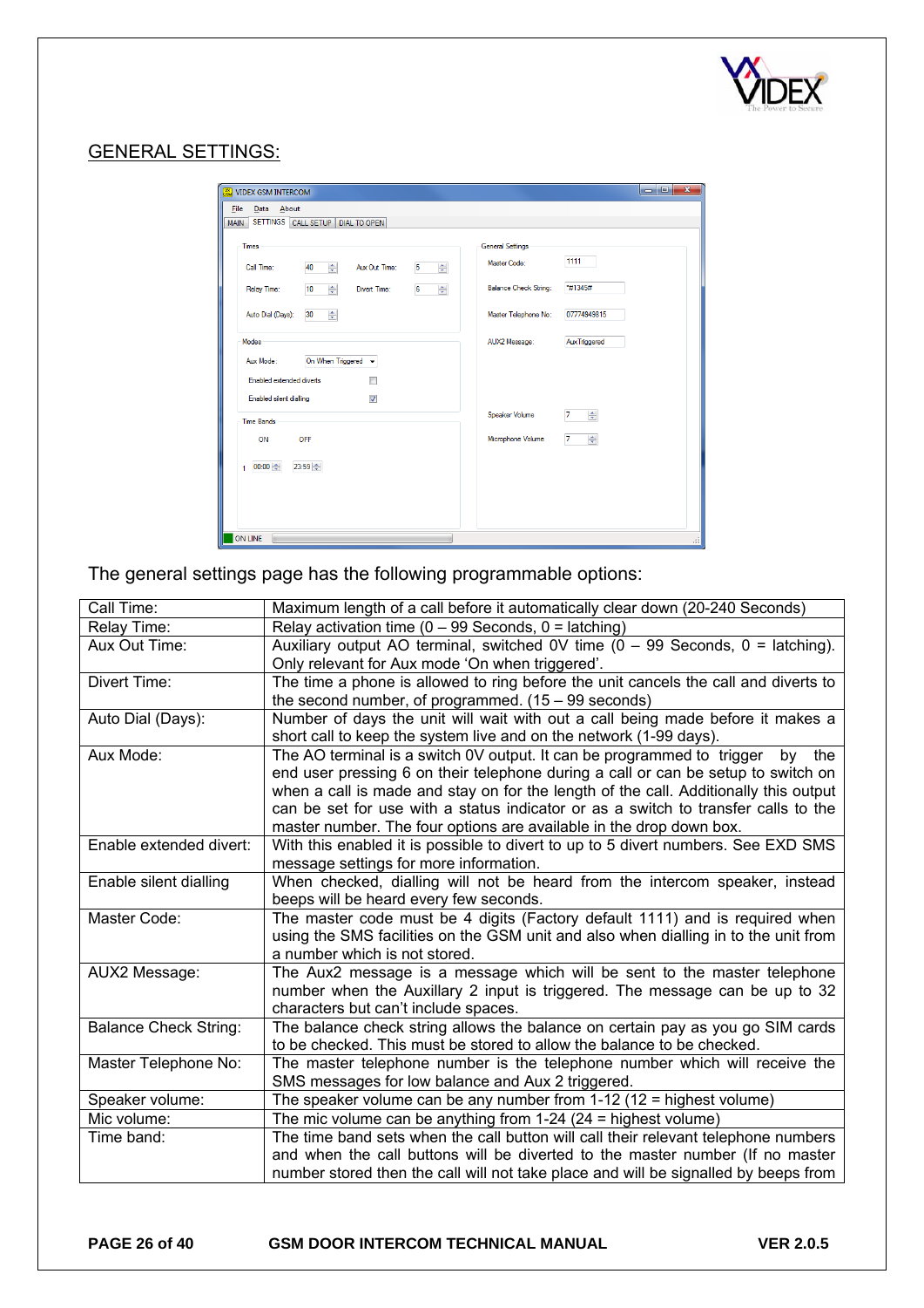## GENERAL SETTINGS:

The general settings page has the following programmable options:

| | |
|---|---|
| Call Time: | Maximum length of a call before it automatically clear down (20-240 Seconds) |
| Relay Time: | Relay activation time (0 – 99 Seconds, 0 = latching) |
| Aux Out Time: | Auxiliary output AO terminal, switched 0V time (0 – 99 Seconds, 0 = latching). Only relevant for Aux mode 'On when triggered'. |
| Divert Time: | The time a phone is allowed to ring before the unit cancels the call and diverts to the second number, of programmed. (15 – 99 seconds) |
| Auto Dial (Days): | Number of days the unit will wait with out a call being made before it makes a short call to keep the system live and on the network (1-99 days). |
| Aux Mode: | The AO terminal is a switch 0V output. It can be programmed to trigger by the end user pressing 6 on their telephone during a call or can be setup to switch on when a call is made and stay on for the length of the call. Additionally this output can be set for use with a status indicator or as a switch to transfer calls to the master number. The four options are available in the drop down box. |
| Enable extended divert: | With this enabled it is possible to divert to up to 5 divert numbers. See EXD SMS message settings for more information. |
| Enable silent dialling | When checked, dialling will not be heard from the intercom speaker, instead beeps will be heard every few seconds. |
| Master Code: | The master code must be 4 digits (Factory default 1111) and is required when using the SMS facilities on the GSM unit and also when dialling in to the unit from a number which is not stored. |
| AUX2 Message: | The Aux2 message is a message which will be sent to the master telephone number when the Auxillary 2 input is triggered. The message can be up to 32 characters but can't include spaces. |
| Balance Check String: | The balance check string allows the balance on certain pay as you go SIM cards to be checked. This must be stored to allow the balance to be checked. |
| Master Telephone No: | The master telephone number is the telephone number which will receive the SMS messages for low balance and Aux 2 triggered. |
| Speaker volume: | The speaker volume can be any number from 1-12 (12 = highest volume) |
| Mic volume: | The mic volume can be anything from 1-24 (24 = highest volume) |
| Time band: | The time band sets when the call button will call their relevant telephone numbers and when the call buttons will be diverted to the master number (If no master number stored then the call will not take place and will be signalled by beeps from |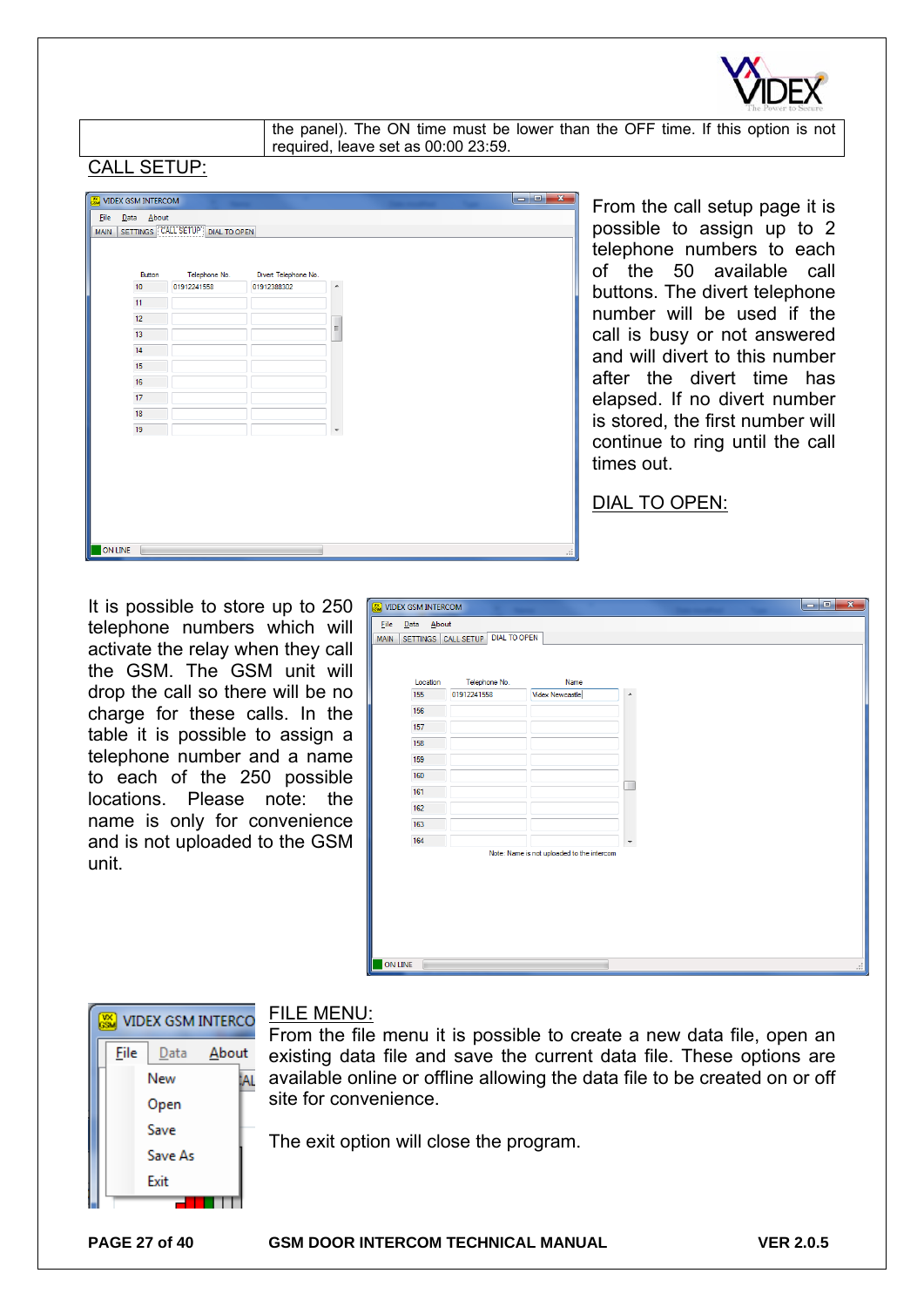| | the panel). The ON time must be lower than the OFF time. If this option is not required, leave set as 00:00 23:59. |
|---|---|

## CALL SETUP:

From the call setup page it is possible to assign up to 2 telephone numbers to each of the 50 available call buttons. The divert telephone number will be used if the call is busy or not answered and will divert to this number after the divert time has elapsed. If no divert number is stored, the first number will continue to ring until the call times out.

## DIAL TO OPEN:

It is possible to store up to 250 telephone numbers which will activate the relay when they call the GSM. The GSM unit will drop the call so there will be no charge for these calls. In the table it is possible to assign a telephone number and a name to each of the 250 possible locations. Please note: the name is only for convenience and is not uploaded to the GSM unit.

## FILE MENU:

From the file menu it is possible to create a new data file, open an existing data file and save the current data file. These options are available online or offline allowing the data file to be created on or off site for convenience.

The exit option will close the program.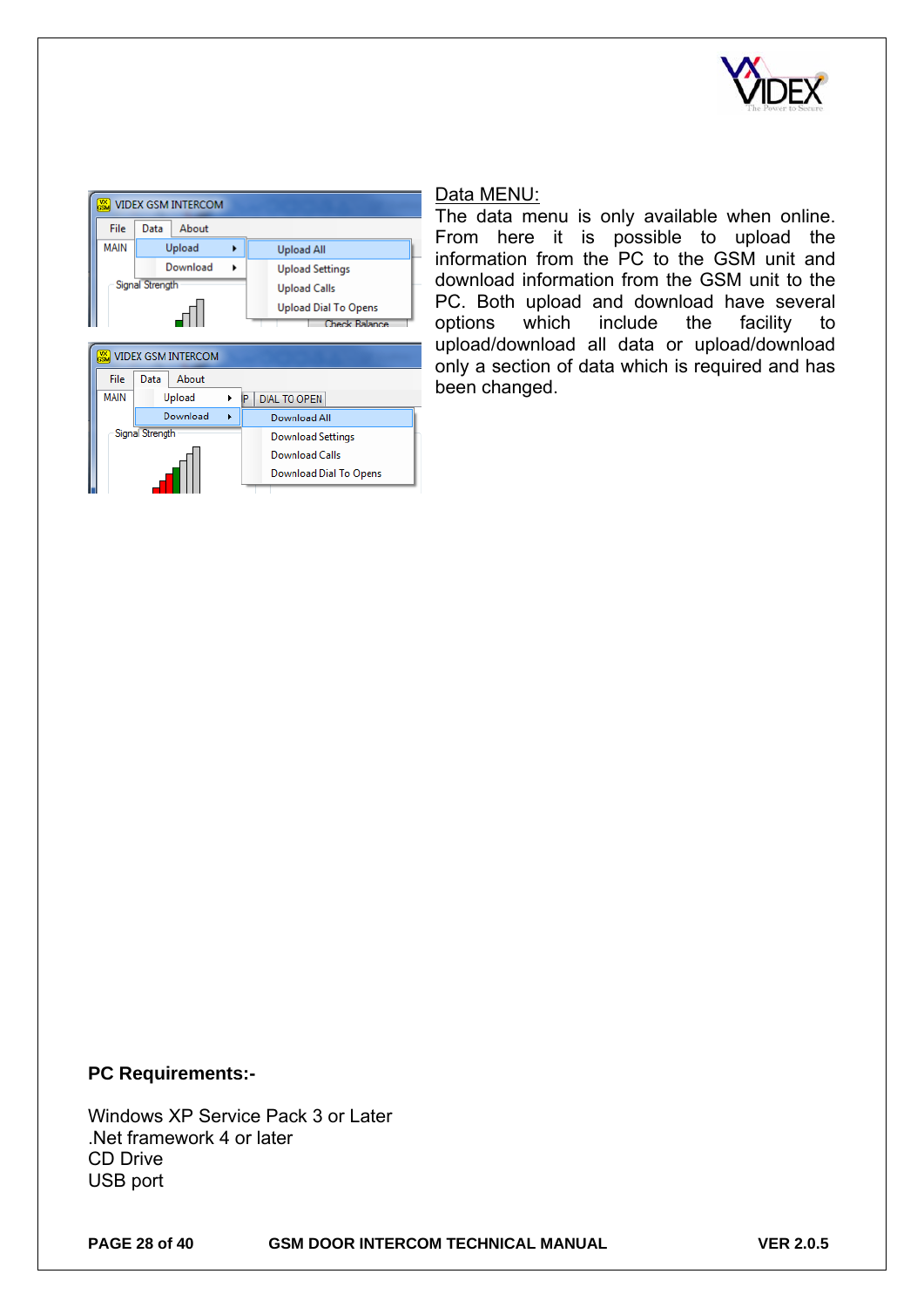## Data MENU:

The data menu is only available when online. From here it is possible to upload the information from the PC to the GSM unit and download information from the GSM unit to the PC. Both upload and download have several options which include the facility to upload/download all data or upload/download only a section of data which is required and has been changed.

**PC Requirements:-**

Windows XP Service Pack 3 or Later
.Net framework 4 or later
CD Drive
USB port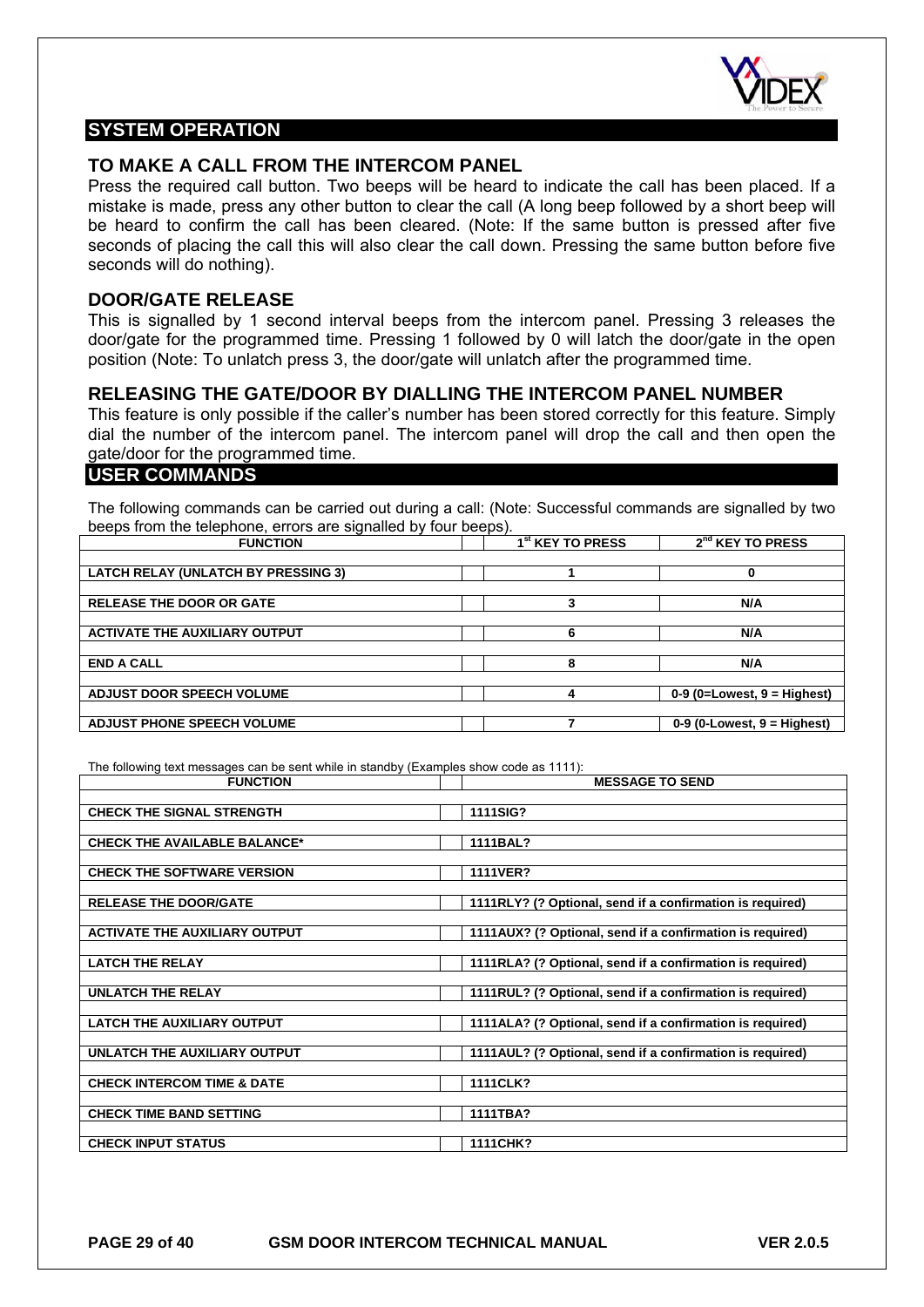## SYSTEM OPERATION

### TO MAKE A CALL FROM THE INTERCOM PANEL

Press the required call button. Two beeps will be heard to indicate the call has been placed. If a mistake is made, press any other button to clear the call (A long beep followed by a short beep will be heard to confirm the call has been cleared. (Note: If the same button is pressed after five seconds of placing the call this will also clear the call down. Pressing the same button before five seconds will do nothing).

### DOOR/GATE RELEASE

This is signalled by 1 second interval beeps from the intercom panel. Pressing 3 releases the door/gate for the programmed time. Pressing 1 followed by 0 will latch the door/gate in the open position (Note: To unlatch press 3, the door/gate will unlatch after the programmed time.

### RELEASING THE GATE/DOOR BY DIALLING THE INTERCOM PANEL NUMBER

This feature is only possible if the caller's number has been stored correctly for this feature. Simply dial the number of the intercom panel. The intercom panel will drop the call and then open the gate/door for the programmed time.

## USER COMMANDS

The following commands can be carried out during a call: (Note: Successful commands are signalled by two beeps from the telephone, errors are signalled by four beeps).

| FUNCTION | 1st KEY TO PRESS | 2nd KEY TO PRESS |
|---|---|---|
| LATCH RELAY (UNLATCH BY PRESSING 3) | 1 | 0 |
| RELEASE THE DOOR OR GATE | 3 | N/A |
| ACTIVATE THE AUXILIARY OUTPUT | 6 | N/A |
| END A CALL | 8 | N/A |
| ADJUST DOOR SPEECH VOLUME | 4 | 0-9 (0=Lowest, 9 = Highest) |
| ADJUST PHONE SPEECH VOLUME | 7 | 0-9 (0-Lowest, 9 = Highest) |

The following text messages can be sent while in standby (Examples show code as 1111):

| FUNCTION | MESSAGE TO SEND |
|---|---|
| CHECK THE SIGNAL STRENGTH | 1111SIG? |
| CHECK THE AVAILABLE BALANCE* | 1111BAL? |
| CHECK THE SOFTWARE VERSION | 1111VER? |
| RELEASE THE DOOR/GATE | 1111RLY? (? Optional, send if a confirmation is required) |
| ACTIVATE THE AUXILIARY OUTPUT | 1111AUX? (? Optional, send if a confirmation is required) |
| LATCH THE RELAY | 1111RLA? (? Optional, send if a confirmation is required) |
| UNLATCH THE RELAY | 1111RUL? (? Optional, send if a confirmation is required) |
| LATCH THE AUXILIARY OUTPUT | 1111ALA? (? Optional, send if a confirmation is required) |
| UNLATCH THE AUXILIARY OUTPUT | 1111AUL? (? Optional, send if a confirmation is required) |
| CHECK INTERCOM TIME & DATE | 1111CLK? |
| CHECK TIME BAND SETTING | 1111TBA? |
| CHECK INPUT STATUS | 1111CHK? |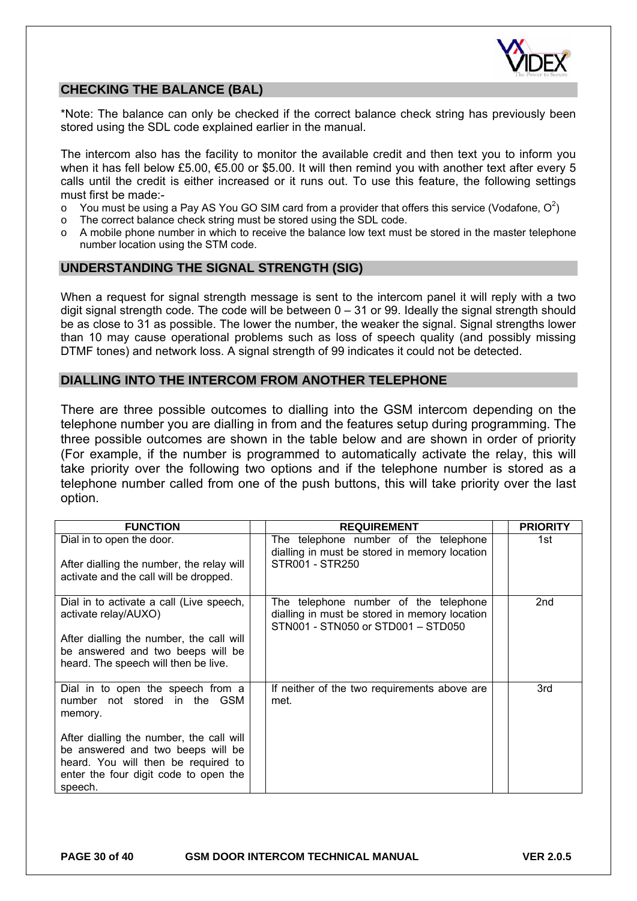## CHECKING THE BALANCE (BAL)

*Note: The balance can only be checked if the correct balance check string has previously been stored using the SDL code explained earlier in the manual.

The intercom also has the facility to monitor the available credit and then text you to inform you when it has fell below £5.00, €5.00 or $5.00. It will then remind you with another text after every 5 calls until the credit is either increased or it runs out. To use this feature, the following settings must first be made:-

- You must be using a Pay AS You GO SIM card from a provider that offers this service (Vodafone, $O^2$)
- The correct balance check string must be stored using the SDL code.
- A mobile phone number in which to receive the balance low text must be stored in the master telephone number location using the STM code.

## UNDERSTANDING THE SIGNAL STRENGTH (SIG)

When a request for signal strength message is sent to the intercom panel it will reply with a two digit signal strength code. The code will be between 0 – 31 or 99. Ideally the signal strength should be as close to 31 as possible. The lower the number, the weaker the signal. Signal strengths lower than 10 may cause operational problems such as loss of speech quality (and possibly missing DTMF tones) and network loss. A signal strength of 99 indicates it could not be detected.

## DIALLING INTO THE INTERCOM FROM ANOTHER TELEPHONE

There are three possible outcomes to dialling into the GSM intercom depending on the telephone number you are dialling in from and the features setup during programming. The three possible outcomes are shown in the table below and are shown in order of priority (For example, if the number is programmed to automatically activate the relay, this will take priority over the following two options and if the telephone number is stored as a telephone number called from one of the push buttons, this will take priority over the last option.

| FUNCTION | REQUIREMENT | PRIORITY |
|---|---|---|
| Dial in to open the door.<br><br>After dialling the number, the relay will activate and the call will be dropped. | The telephone number of the telephone dialling in must be stored in memory location STR001 - STR250 | 1st |
| Dial in to activate a call (Live speech, activate relay/AUXO)<br><br>After dialling the number, the call will be answered and two beeps will be heard. The speech will then be live. | The telephone number of the telephone dialling in must be stored in memory location STN001 - STN050 or STD001 – STD050 | 2nd |
| Dial in to open the speech from a number not stored in the GSM memory.<br><br>After dialling the number, the call will be answered and two beeps will be heard. You will then be required to enter the four digit code to open the speech. | If neither of the two requirements above are met. | 3rd |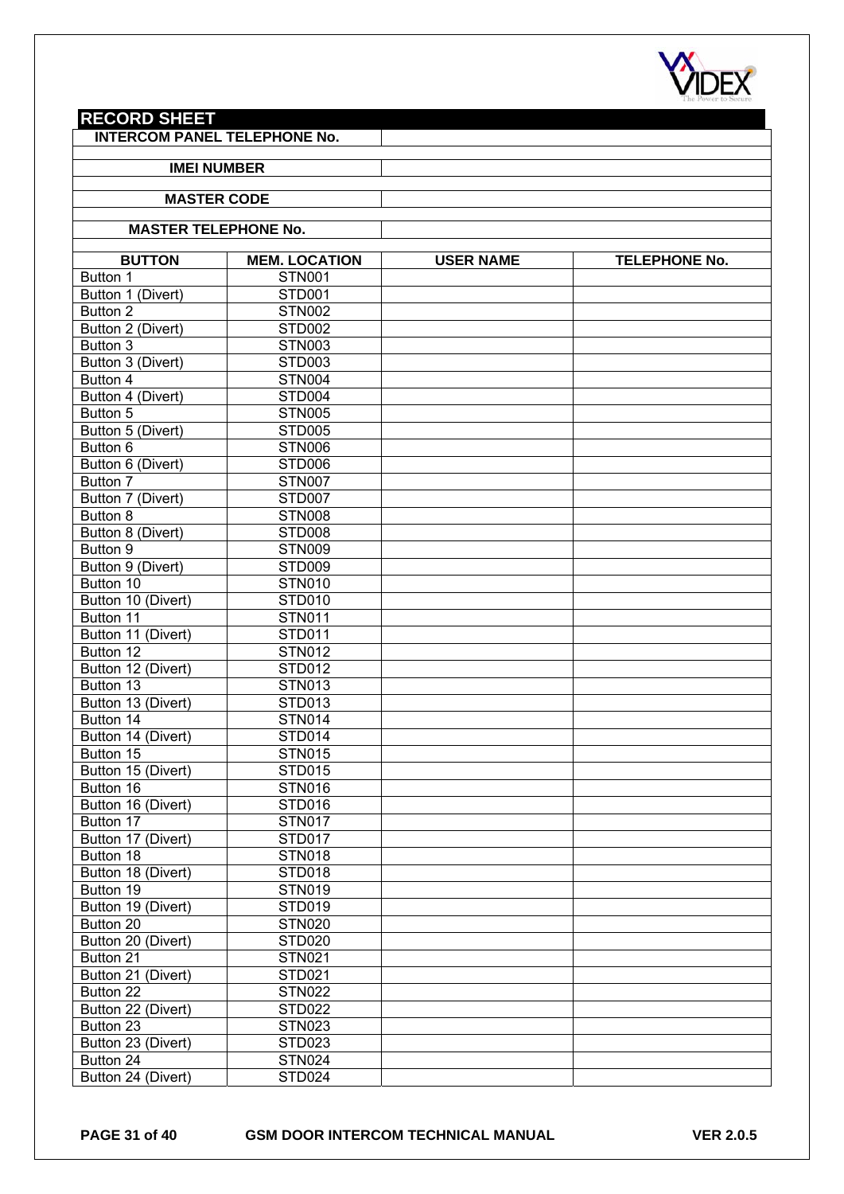## RECORD SHEET

| | |
|---|---|
| **INTERCOM PANEL TELEPHONE No.** | |
| **IMEI NUMBER** | |
| **MASTER CODE** | |
| **MASTER TELEPHONE No.** | |

| BUTTON | MEM. LOCATION | USER NAME | TELEPHONE No. |
|---|---|---|---|
| Button 1 | STN001 | | |
| Button 1 (Divert) | STD001 | | |
| Button 2 | STN002 | | |
| Button 2 (Divert) | STD002 | | |
| Button 3 | STN003 | | |
| Button 3 (Divert) | STD003 | | |
| Button 4 | STN004 | | |
| Button 4 (Divert) | STD004 | | |
| Button 5 | STN005 | | |
| Button 5 (Divert) | STD005 | | |
| Button 6 | STN006 | | |
| Button 6 (Divert) | STD006 | | |
| Button 7 | STN007 | | |
| Button 7 (Divert) | STD007 | | |
| Button 8 | STN008 | | |
| Button 8 (Divert) | STD008 | | |
| Button 9 | STN009 | | |
| Button 9 (Divert) | STD009 | | |
| Button 10 | STN010 | | |
| Button 10 (Divert) | STD010 | | |
| Button 11 | STN011 | | |
| Button 11 (Divert) | STD011 | | |
| Button 12 | STN012 | | |
| Button 12 (Divert) | STD012 | | |
| Button 13 | STN013 | | |
| Button 13 (Divert) | STD013 | | |
| Button 14 | STN014 | | |
| Button 14 (Divert) | STD014 | | |
| Button 15 | STN015 | | |
| Button 15 (Divert) | STD015 | | |
| Button 16 | STN016 | | |
| Button 16 (Divert) | STD016 | | |
| Button 17 | STN017 | | |
| Button 17 (Divert) | STD017 | | |
| Button 18 | STN018 | | |
| Button 18 (Divert) | STD018 | | |
| Button 19 | STN019 | | |
| Button 19 (Divert) | STD019 | | |
| Button 20 | STN020 | | |
| Button 20 (Divert) | STD020 | | |
| Button 21 | STN021 | | |
| Button 21 (Divert) | STD021 | | |
| Button 22 | STN022 | | |
| Button 22 (Divert) | STD022 | | |
| Button 23 | STN023 | | |
| Button 23 (Divert) | STD023 | | |
| Button 24 | STN024 | | |
| Button 24 (Divert) | STD024 | | |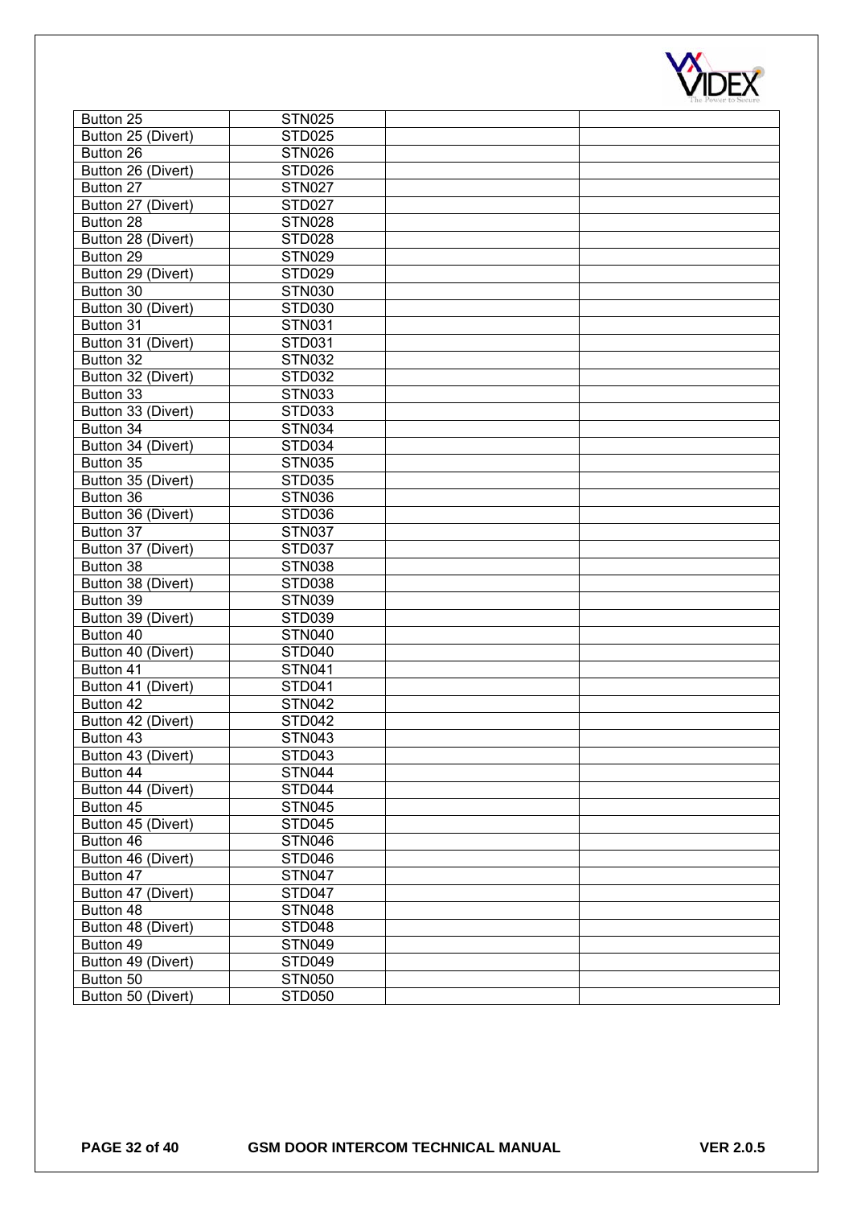| Button 25 | STN025 | | |
|---|---|---|---|
| Button 25 (Divert) | STD025 | | |
| Button 26 | STN026 | | |
| Button 26 (Divert) | STD026 | | |
| Button 27 | STN027 | | |
| Button 27 (Divert) | STD027 | | |
| Button 28 | STN028 | | |
| Button 28 (Divert) | STD028 | | |
| Button 29 | STN029 | | |
| Button 29 (Divert) | STD029 | | |
| Button 30 | STN030 | | |
| Button 30 (Divert) | STD030 | | |
| Button 31 | STN031 | | |
| Button 31 (Divert) | STD031 | | |
| Button 32 | STN032 | | |
| Button 32 (Divert) | STD032 | | |
| Button 33 | STN033 | | |
| Button 33 (Divert) | STD033 | | |
| Button 34 | STN034 | | |
| Button 34 (Divert) | STD034 | | |
| Button 35 | STN035 | | |
| Button 35 (Divert) | STD035 | | |
| Button 36 | STN036 | | |
| Button 36 (Divert) | STD036 | | |
| Button 37 | STN037 | | |
| Button 37 (Divert) | STD037 | | |
| Button 38 | STN038 | | |
| Button 38 (Divert) | STD038 | | |
| Button 39 | STN039 | | |
| Button 39 (Divert) | STD039 | | |
| Button 40 | STN040 | | |
| Button 40 (Divert) | STD040 | | |
| Button 41 | STN041 | | |
| Button 41 (Divert) | STD041 | | |
| Button 42 | STN042 | | |
| Button 42 (Divert) | STD042 | | |
| Button 43 | STN043 | | |
| Button 43 (Divert) | STD043 | | |
| Button 44 | STN044 | | |
| Button 44 (Divert) | STD044 | | |
| Button 45 | STN045 | | |
| Button 45 (Divert) | STD045 | | |
| Button 46 | STN046 | | |
| Button 46 (Divert) | STD046 | | |
| Button 47 | STN047 | | |
| Button 47 (Divert) | STD047 | | |
| Button 48 | STN048 | | |
| Button 48 (Divert) | STD048 | | |
| Button 49 | STN049 | | |
| Button 49 (Divert) | STD049 | | |
| Button 50 | STN050 | | |
| Button 50 (Divert) | STD050 | | |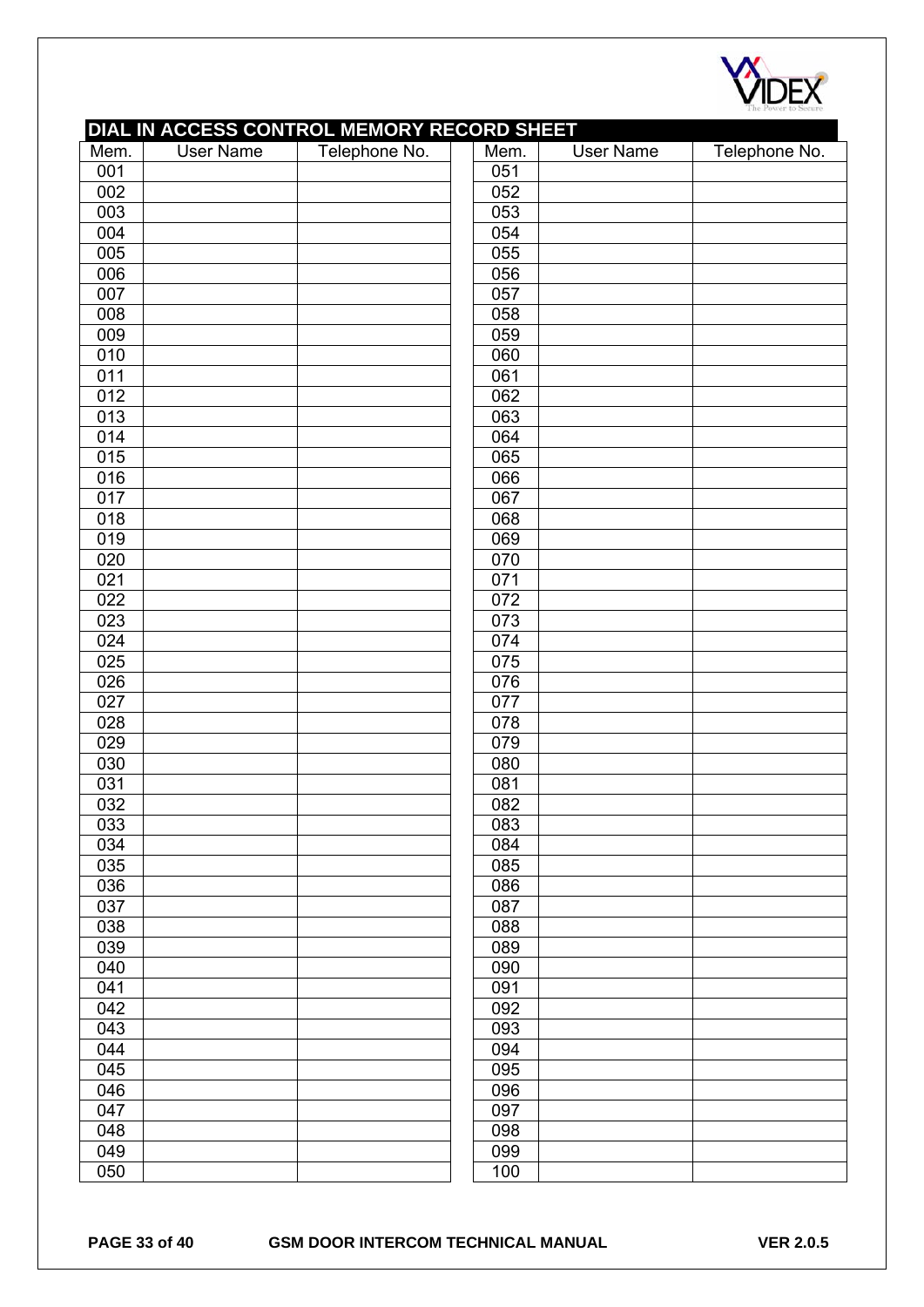## DIAL IN ACCESS CONTROL MEMORY RECORD SHEET

| Mem. | User Name | Telephone No. | Mem. | User Name | Telephone No. |
|---|---|---|---|---|---|
| 001 | | | 051 | | |
| 002 | | | 052 | | |
| 003 | | | 053 | | |
| 004 | | | 054 | | |
| 005 | | | 055 | | |
| 006 | | | 056 | | |
| 007 | | | 057 | | |
| 008 | | | 058 | | |
| 009 | | | 059 | | |
| 010 | | | 060 | | |
| 011 | | | 061 | | |
| 012 | | | 062 | | |
| 013 | | | 063 | | |
| 014 | | | 064 | | |
| 015 | | | 065 | | |
| 016 | | | 066 | | |
| 017 | | | 067 | | |
| 018 | | | 068 | | |
| 019 | | | 069 | | |
| 020 | | | 070 | | |
| 021 | | | 071 | | |
| 022 | | | 072 | | |
| 023 | | | 073 | | |
| 024 | | | 074 | | |
| 025 | | | 075 | | |
| 026 | | | 076 | | |
| 027 | | | 077 | | |
| 028 | | | 078 | | |
| 029 | | | 079 | | |
| 030 | | | 080 | | |
| 031 | | | 081 | | |
| 032 | | | 082 | | |
| 033 | | | 083 | | |
| 034 | | | 084 | | |
| 035 | | | 085 | | |
| 036 | | | 086 | | |
| 037 | | | 087 | | |
| 038 | | | 088 | | |
| 039 | | | 089 | | |
| 040 | | | 090 | | |
| 041 | | | 091 | | |
| 042 | | | 092 | | |
| 043 | | | 093 | | |
| 044 | | | 094 | | |
| 045 | | | 095 | | |
| 046 | | | 096 | | |
| 047 | | | 097 | | |
| 048 | | | 098 | | |
| 049 | | | 099 | | |
| 050 | | | 100 | | |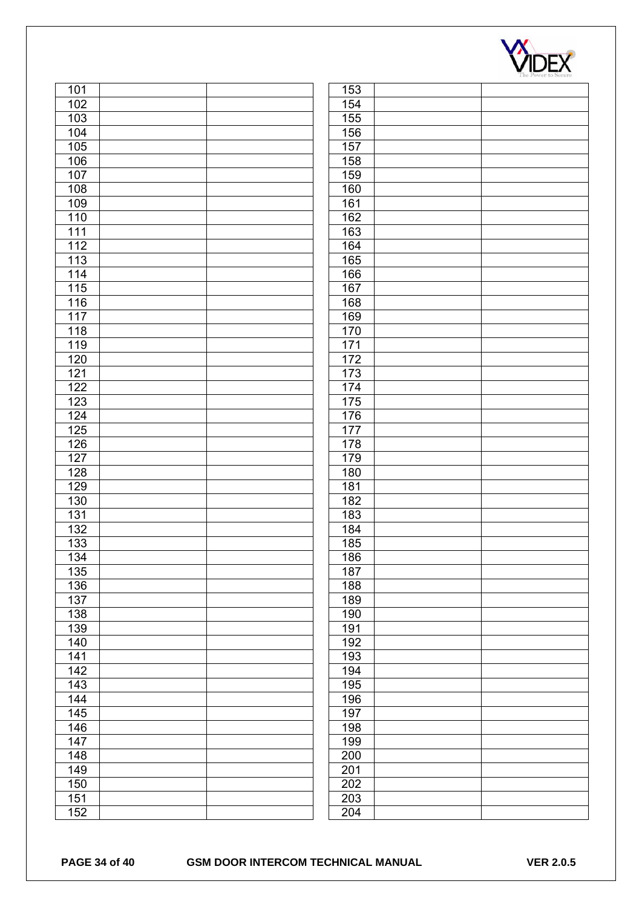| | | |
|---|---|---|
| 101 | | |
| 102 | | |
| 103 | | |
| 104 | | |
| 105 | | |
| 106 | | |
| 107 | | |
| 108 | | |
| 109 | | |
| 110 | | |
| 111 | | |
| 112 | | |
| 113 | | |
| 114 | | |
| 115 | | |
| 116 | | |
| 117 | | |
| 118 | | |
| 119 | | |
| 120 | | |
| 121 | | |
| 122 | | |
| 123 | | |
| 124 | | |
| 125 | | |
| 126 | | |
| 127 | | |
| 128 | | |
| 129 | | |
| 130 | | |
| 131 | | |
| 132 | | |
| 133 | | |
| 134 | | |
| 135 | | |
| 136 | | |
| 137 | | |
| 138 | | |
| 139 | | |
| 140 | | |
| 141 | | |
| 142 | | |
| 143 | | |
| 144 | | |
| 145 | | |
| 146 | | |
| 147 | | |
| 148 | | |
| 149 | | |
| 150 | | |
| 151 | | |
| 152 | | |

| | | |
|---|---|---|
| 153 | | |
| 154 | | |
| 155 | | |
| 156 | | |
| 157 | | |
| 158 | | |
| 159 | | |
| 160 | | |
| 161 | | |
| 162 | | |
| 163 | | |
| 164 | | |
| 165 | | |
| 166 | | |
| 167 | | |
| 168 | | |
| 169 | | |
| 170 | | |
| 171 | | |
| 172 | | |
| 173 | | |
| 174 | | |
| 175 | | |
| 176 | | |
| 177 | | |
| 178 | | |
| 179 | | |
| 180 | | |
| 181 | | |
| 182 | | |
| 183 | | |
| 184 | | |
| 185 | | |
| 186 | | |
| 187 | | |
| 188 | | |
| 189 | | |
| 190 | | |
| 191 | | |
| 192 | | |
| 193 | | |
| 194 | | |
| 195 | | |
| 196 | | |
| 197 | | |
| 198 | | |
| 199 | | |
| 200 | | |
| 201 | | |
| 202 | | |
| 203 | | |
| 204 | | |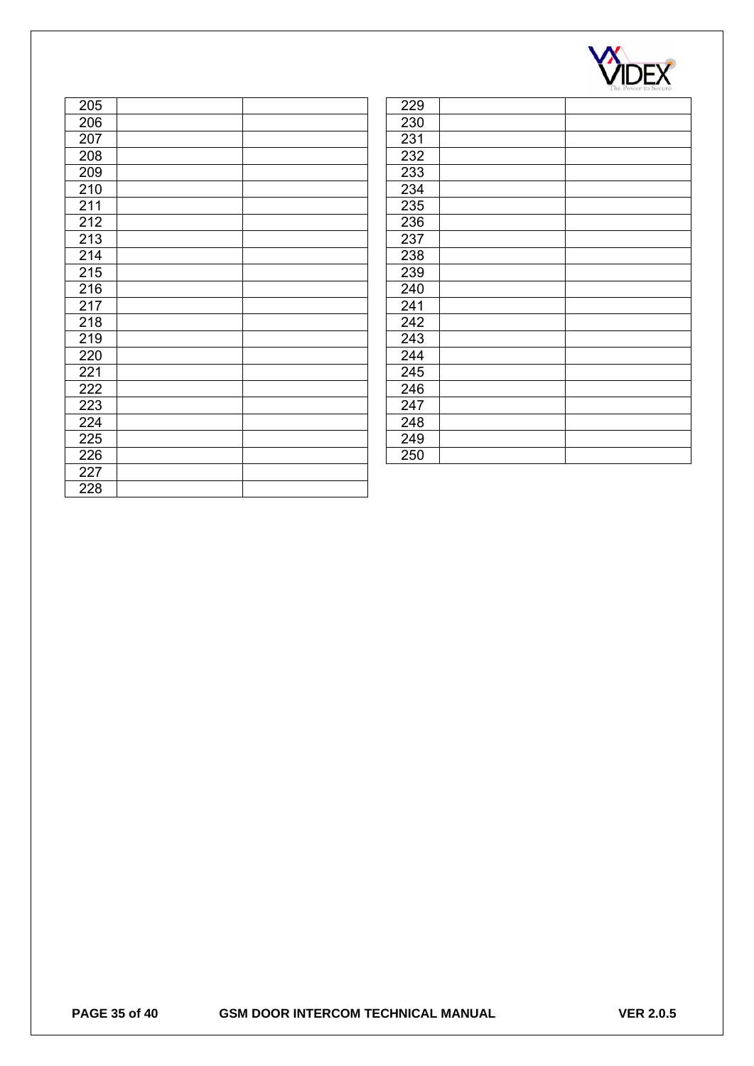| | | |
|---|---|---|
| 205 | | |
| 206 | | |
| 207 | | |
| 208 | | |
| 209 | | |
| 210 | | |
| 211 | | |
| 212 | | |
| 213 | | |
| 214 | | |
| 215 | | |
| 216 | | |
| 217 | | |
| 218 | | |
| 219 | | |
| 220 | | |
| 221 | | |
| 222 | | |
| 223 | | |
| 224 | | |
| 225 | | |
| 226 | | |
| 227 | | |
| 228 | | |

| | | |
|---|---|---|
| 229 | | |
| 230 | | |
| 231 | | |
| 232 | | |
| 233 | | |
| 234 | | |
| 235 | | |
| 236 | | |
| 237 | | |
| 238 | | |
| 239 | | |
| 240 | | |
| 241 | | |
| 242 | | |
| 243 | | |
| 244 | | |
| 245 | | |
| 246 | | |
| 247 | | |
| 248 | | |
| 249 | | |
| 250 | | |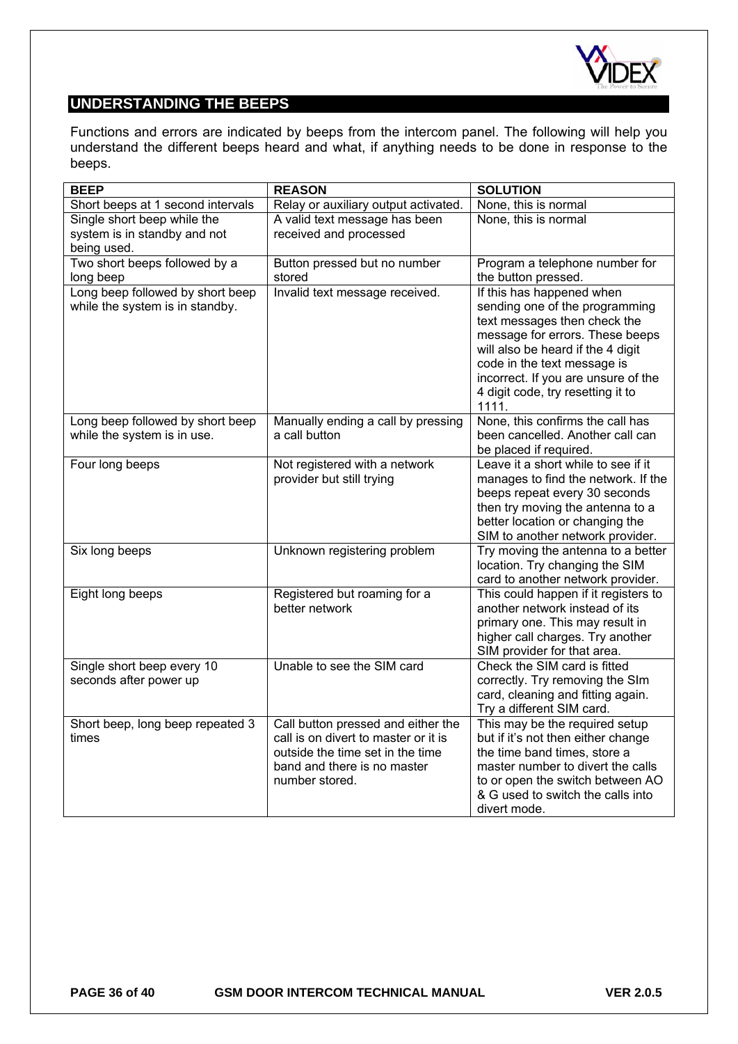## UNDERSTANDING THE BEEPS

Functions and errors are indicated by beeps from the intercom panel. The following will help you understand the different beeps heard and what, if anything needs to be done in response to the beeps.

| BEEP | REASON | SOLUTION |
|---|---|---|
| Short beeps at 1 second intervals | Relay or auxiliary output activated. | None, this is normal |
| Single short beep while the system is in standby and not being used. | A valid text message has been received and processed | None, this is normal |
| Two short beeps followed by a long beep | Button pressed but no number stored | Program a telephone number for the button pressed. |
| Long beep followed by short beep while the system is in standby. | Invalid text message received. | If this has happened when sending one of the programming text messages then check the message for errors. These beeps will also be heard if the 4 digit code in the text message is incorrect. If you are unsure of the 4 digit code, try resetting it to 1111. |
| Long beep followed by short beep while the system is in use. | Manually ending a call by pressing a call button | None, this confirms the call has been cancelled. Another call can be placed if required. |
| Four long beeps | Not registered with a network provider but still trying | Leave it a short while to see if it manages to find the network. If the beeps repeat every 30 seconds then try moving the antenna to a better location or changing the SIM to another network provider. |
| Six long beeps | Unknown registering problem | Try moving the antenna to a better location. Try changing the SIM card to another network provider. |
| Eight long beeps | Registered but roaming for a better network | This could happen if it registers to another network instead of its primary one. This may result in higher call charges. Try another SIM provider for that area. |
| Single short beep every 10 seconds after power up | Unable to see the SIM card | Check the SIM card is fitted correctly. Try removing the SIm card, cleaning and fitting again. Try a different SIM card. |
| Short beep, long beep repeated 3 times | Call button pressed and either the call is on divert to master or it is outside the time set in the time band and there is no master number stored. | This may be the required setup but if it's not then either change the time band times, store a master number to divert the calls to or open the switch between AO & G used to switch the calls into divert mode. |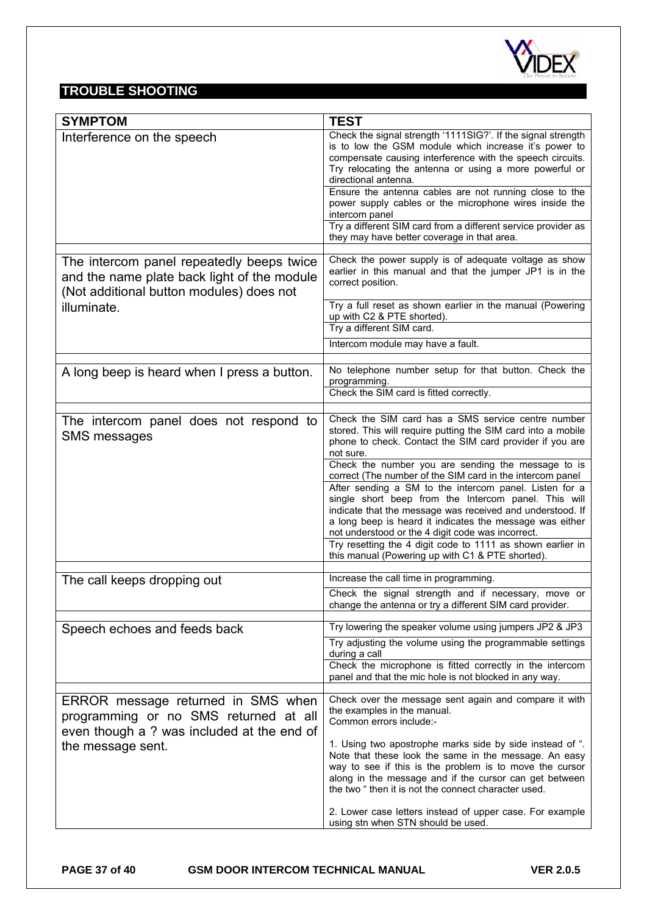## TROUBLE SHOOTING

| SYMPTOM | TEST |
|---|---|
| Interference on the speech | Check the signal strength '1111SIG?'. If the signal strength is to low the GSM module which increase it's power to compensate causing interference with the speech circuits. Try relocating the antenna or using a more powerful or directional antenna. |
| | Ensure the antenna cables are not running close to the power supply cables or the microphone wires inside the intercom panel |
| | Try a different SIM card from a different service provider as they may have better coverage in that area. |
| The intercom panel repeatedly beeps twice and the name plate back light of the module (Not additional button modules) does not illuminate. | Check the power supply is of adequate voltage as show earlier in this manual and that the jumper JP1 is in the correct position. |
| | Try a full reset as shown earlier in the manual (Powering up with C2 & PTE shorted). |
| | Try a different SIM card. |
| | Intercom module may have a fault. |
| A long beep is heard when I press a button. | No telephone number setup for that button. Check the programming. |
| | Check the SIM card is fitted correctly. |
| The intercom panel does not respond to SMS messages | Check the SIM card has a SMS service centre number stored. This will require putting the SIM card into a mobile phone to check. Contact the SIM card provider if you are not sure. |
| | Check the number you are sending the message to is correct (The number of the SIM card in the intercom panel |
| | After sending a SM to the intercom panel. Listen for a single short beep from the Intercom panel. This will indicate that the message was received and understood. If a long beep is heard it indicates the message was either not understood or the 4 digit code was incorrect. |
| | Try resetting the 4 digit code to 1111 as shown earlier in this manual (Powering up with C1 & PTE shorted). |
| The call keeps dropping out | Increase the call time in programming. |
| | Check the signal strength and if necessary, move or change the antenna or try a different SIM card provider. |
| Speech echoes and feeds back | Try lowering the speaker volume using jumpers JP2 & JP3 |
| | Try adjusting the volume using the programmable settings during a call |
| | Check the microphone is fitted correctly in the intercom panel and that the mic hole is not blocked in any way. |
| ERROR message returned in SMS when programming or no SMS returned at all even though a ? was included at the end of the message sent. | Check over the message sent again and compare it with the examples in the manual.<br>Common errors include:-<br><br>1. Using two apostrophe marks side by side instead of ". Note that these look the same in the message. An easy way to see if this is the problem is to move the cursor along in the message and if the cursor can get between the two " then it is not the connect character used.<br><br>2. Lower case letters instead of upper case. For example using stn when STN should be used. |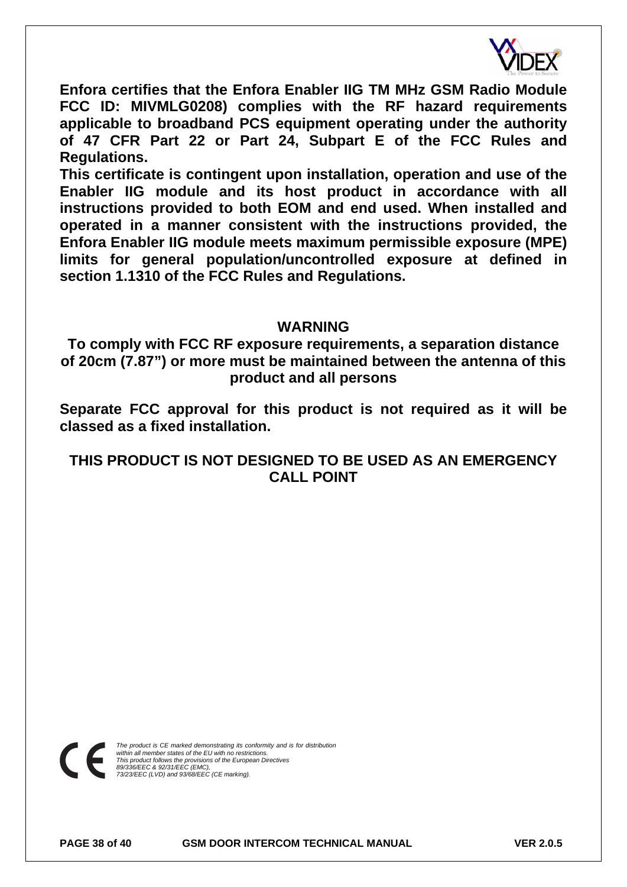**Enfora certifies that the Enfora Enabler IIG TM MHz GSM Radio Module FCC ID: MIVMLG0208) complies with the RF hazard requirements applicable to broadband PCS equipment operating under the authority of 47 CFR Part 22 or Part 24, Subpart E of the FCC Rules and Regulations.**

**This certificate is contingent upon installation, operation and use of the Enabler IIG module and its host product in accordance with all instructions provided to both EOM and end used. When installed and operated in a manner consistent with the instructions provided, the Enfora Enabler IIG module meets maximum permissible exposure (MPE) limits for general population/uncontrolled exposure at defined in section 1.1310 of the FCC Rules and Regulations.**

## WARNING

**To comply with FCC RF exposure requirements, a separation distance of 20cm (7.87") or more must be maintained between the antenna of this product and all persons**

**Separate FCC approval for this product is not required as it will be classed as a fixed installation.**

## THIS PRODUCT IS NOT DESIGNED TO BE USED AS AN EMERGENCY CALL POINT

*The product is CE marked demonstrating its conformity and is for distribution within all member states of the EU with no restrictions. This product follows the provisions of the European Directives 89/336/EEC & 92/31/EEC (EMC), 73/23/EEC (LVD) and 93/68/EEC (CE marking).*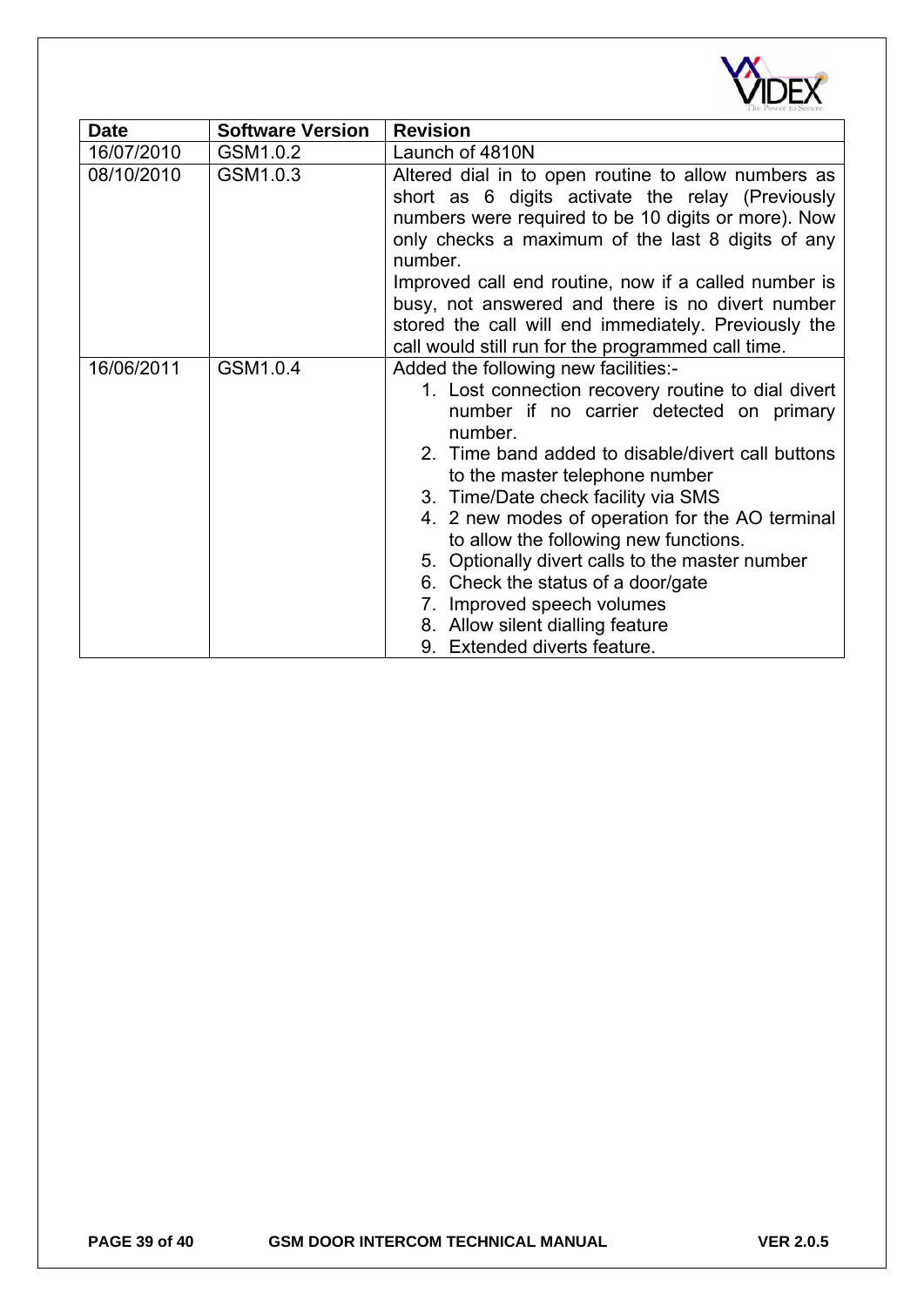| Date | Software Version | Revision |
| --- | --- | --- |
| 16/07/2010 | GSM1.0.2 | Launch of 4810N |
| 08/10/2010 | GSM1.0.3 | Altered dial in to open routine to allow numbers as short as 6 digits activate the relay (Previously numbers were required to be 10 digits or more). Now only checks a maximum of the last 8 digits of any number.<br>Improved call end routine, now if a called number is busy, not answered and there is no divert number stored the call will end immediately. Previously the call would still run for the programmed call time. |
| 16/06/2011 | GSM1.0.4 | Added the following new facilities:-<br>1. Lost connection recovery routine to dial divert number if no carrier detected on primary number.<br>2. Time band added to disable/divert call buttons to the master telephone number<br>3. Time/Date check facility via SMS<br>4. 2 new modes of operation for the AO terminal to allow the following new functions.<br>5. Optionally divert calls to the master number<br>6. Check the status of a door/gate<br>7. Improved speech volumes<br>8. Allow silent dialling feature<br>9. Extended diverts feature. |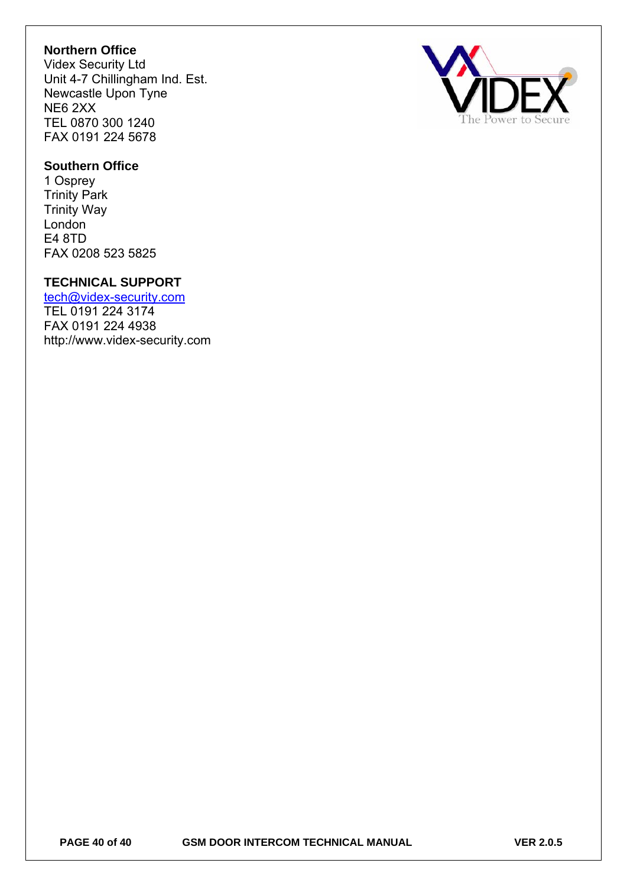**Northern Office**
Videx Security Ltd
Unit 4-7 Chillingham Ind. Est.
Newcastle Upon Tyne
NE6 2XX
TEL 0870 300 1240
FAX 0191 224 5678

**Southern Office**
1 Osprey
Trinity Park
Trinity Way
London
E4 8TD
FAX 0208 523 5825

**TECHNICAL SUPPORT**
tech@videx-security.com
TEL 0191 224 3174
FAX 0191 224 4938
http://www.videx-security.com